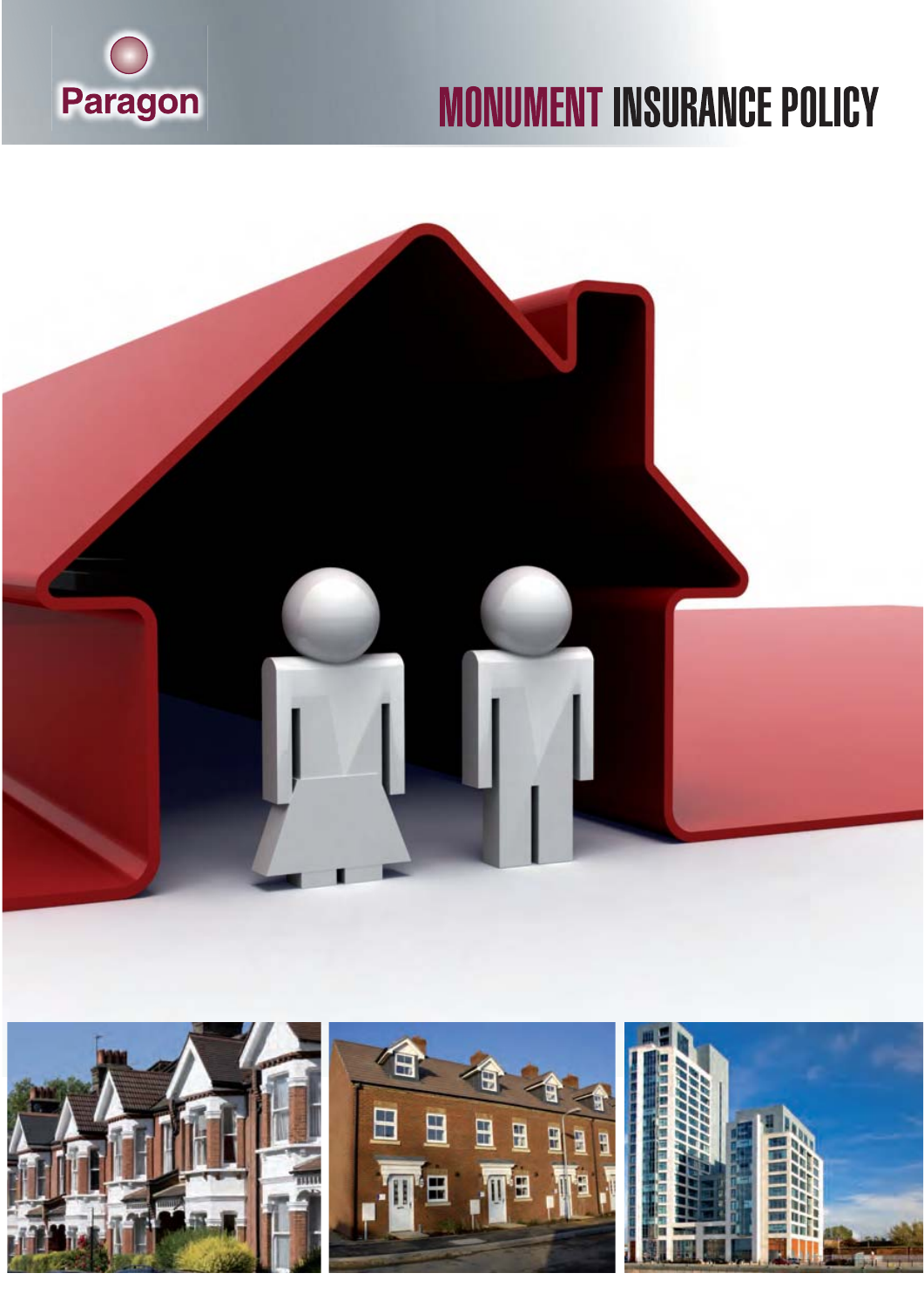Paragon

# MONUMENT INSURANCE POLICY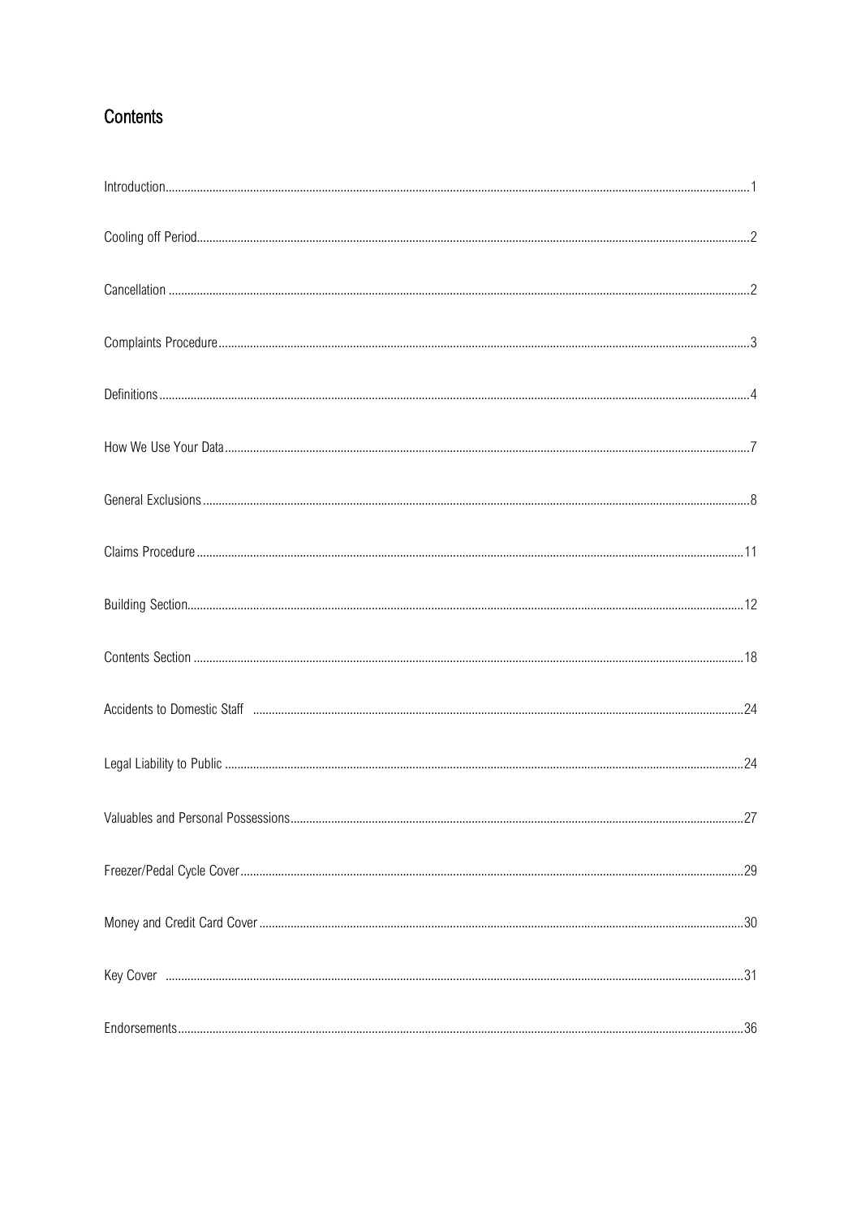# Contents

| | |
|---|---|
| Introduction | 1 |
| Cooling off Period | 2 |
| Cancellation | 2 |
| Complaints Procedure | 3 |
| Definitions | 4 |
| How We Use Your Data | 7 |
| General Exclusions | 8 |
| Claims Procedure | 11 |
| Building Section | 12 |
| Contents Section | 18 |
| Accidents to Domestic Staff | 24 |
| Legal Liability to Public | 24 |
| Valuables and Personal Possessions | 27 |
| Freezer/Pedal Cycle Cover | 29 |
| Money and Credit Card Cover | 30 |
| Key Cover | 31 |
| Endorsements | 36 |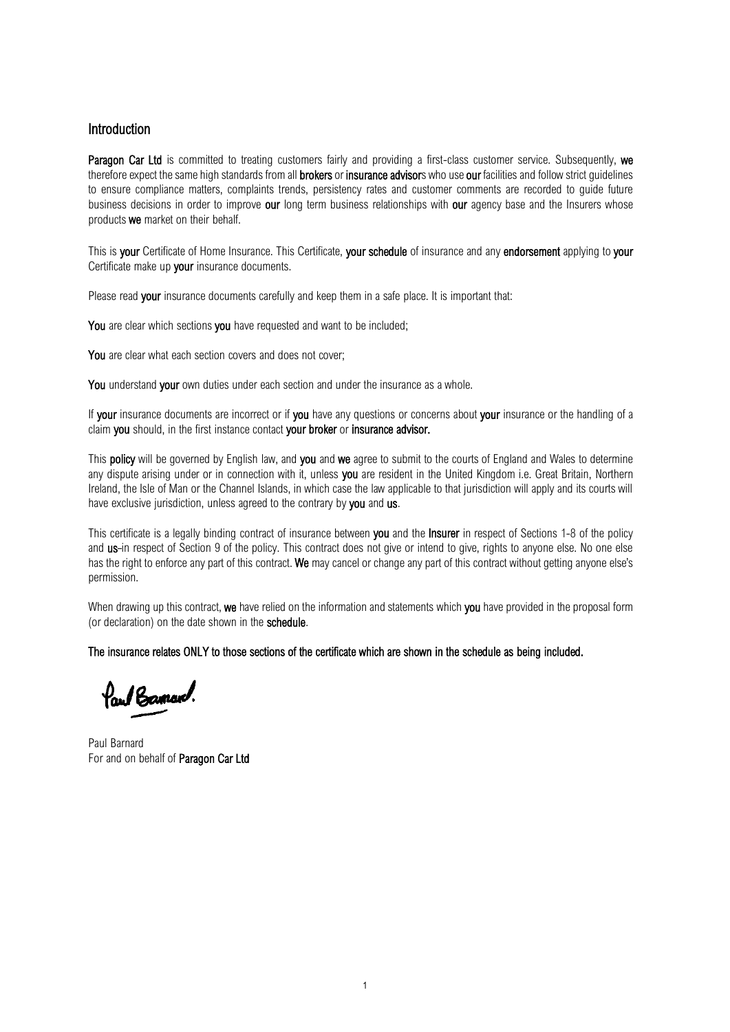## Introduction

**Paragon Car Ltd** is committed to treating customers fairly and providing a first-class customer service. Subsequently, **we** therefore expect the same high standards from all **brokers** or **insurance advisor**s who use **our** facilities and follow strict guidelines to ensure compliance matters, complaints trends, persistency rates and customer comments are recorded to guide future business decisions in order to improve **our** long term business relationships with **our** agency base and the Insurers whose products **we** market on their behalf.

This is **your** Certificate of Home Insurance. This Certificate, **your schedule** of insurance and any **endorsement** applying to **your** Certificate make up **your** insurance documents.

Please read **your** insurance documents carefully and keep them in a safe place. It is important that:

**You** are clear which sections **you** have requested and want to be included;

**You** are clear what each section covers and does not cover;

**You** understand **your** own duties under each section and under the insurance as a whole.

If **your** insurance documents are incorrect or if **you** have any questions or concerns about **your** insurance or the handling of a claim **you** should, in the first instance contact **your broker** or **insurance advisor.**

This **policy** will be governed by English law, and **you** and **we** agree to submit to the courts of England and Wales to determine any dispute arising under or in connection with it, unless **you** are resident in the United Kingdom i.e. Great Britain, Northern Ireland, the Isle of Man or the Channel Islands, in which case the law applicable to that jurisdiction will apply and its courts will have exclusive jurisdiction, unless agreed to the contrary by **you** and **us**.

This certificate is a legally binding contract of insurance between **you** and the **Insurer** in respect of Sections 1-8 of the policy and **us** in respect of Section 9 of the policy. This contract does not give or intend to give, rights to anyone else. No one else has the right to enforce any part of this contract. **We** may cancel or change any part of this contract without getting anyone else's permission.

When drawing up this contract, **we** have relied on the information and statements which **you** have provided in the proposal form (or declaration) on the date shown in the **schedule**.

**The insurance relates ONLY to those sections of the certificate which are shown in the schedule as being included.**

Paul Barnard

Paul Barnard
For and on behalf of **Paragon Car Ltd**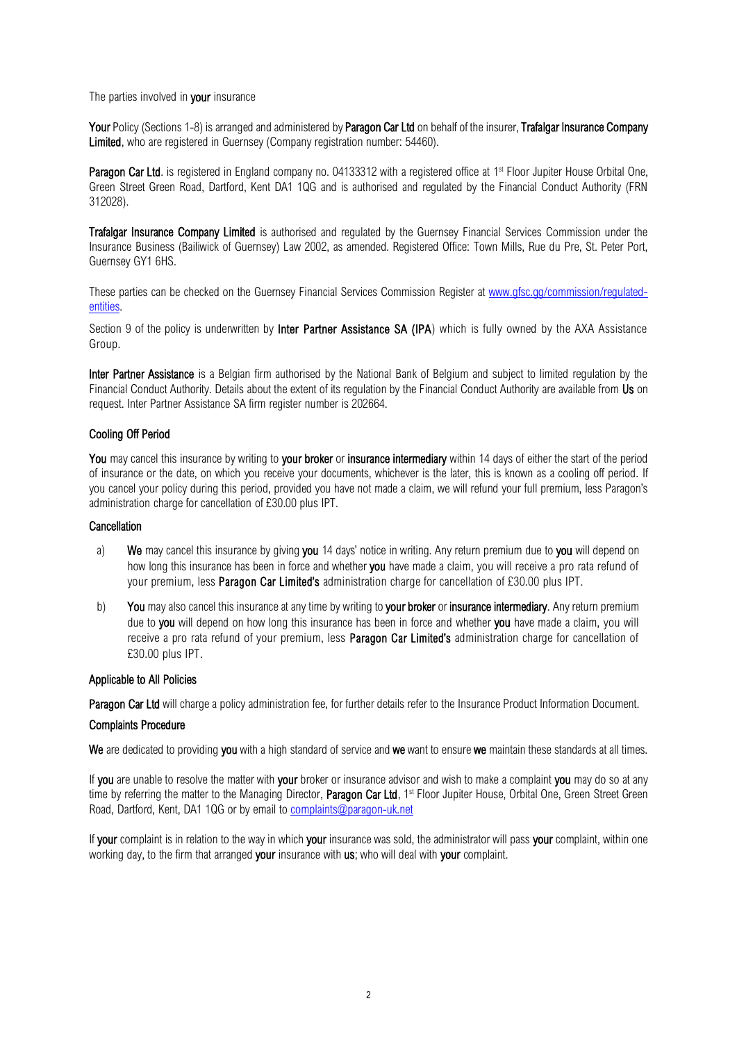The parties involved in **your** insurance

**Your** Policy (Sections 1-8) is arranged and administered by **Paragon Car Ltd** on behalf of the insurer, **Trafalgar Insurance Company Limited**, who are registered in Guernsey (Company registration number: 54460).

**Paragon Car Ltd**. is registered in England company no. 04133312 with a registered office at 1st Floor Jupiter House Orbital One, Green Street Green Road, Dartford, Kent DA1 1QG and is authorised and regulated by the Financial Conduct Authority (FRN 312028).

**Trafalgar Insurance Company Limited** is authorised and regulated by the Guernsey Financial Services Commission under the Insurance Business (Bailiwick of Guernsey) Law 2002, as amended. Registered Office: Town Mills, Rue du Pre, St. Peter Port, Guernsey GY1 6HS.

These parties can be checked on the Guernsey Financial Services Commission Register at [www.gfsc.gg/commission/regulated-entities](www.gfsc.gg/commission/regulated-entities).

Section 9 of the policy is underwritten by **Inter Partner Assistance SA (IPA**) which is fully owned by the AXA Assistance Group.

**Inter Partner Assistance** is a Belgian firm authorised by the National Bank of Belgium and subject to limited regulation by the Financial Conduct Authority. Details about the extent of its regulation by the Financial Conduct Authority are available from **Us** on request. Inter Partner Assistance SA firm register number is 202664.

## Cooling Off Period

**You** may cancel this insurance by writing to **your broker** or **insurance intermediary** within 14 days of either the start of the period of insurance or the date, on which you receive your documents, whichever is the later, this is known as a cooling off period. If you cancel your policy during this period, provided you have not made a claim, we will refund your full premium, less Paragon's administration charge for cancellation of £30.00 plus IPT.

## Cancellation

a) **We** may cancel this insurance by giving **you** 14 days' notice in writing. Any return premium due to **you** will depend on how long this insurance has been in force and whether **you** have made a claim, you will receive a pro rata refund of your premium, less **Paragon Car Limited's** administration charge for cancellation of £30.00 plus IPT.

b) **You** may also cancel this insurance at any time by writing to **your broker** or **insurance intermediary**. Any return premium due to **you** will depend on how long this insurance has been in force and whether **you** have made a claim, you will receive a pro rata refund of your premium, less **Paragon Car Limited's** administration charge for cancellation of £30.00 plus IPT.

## Applicable to All Policies

**Paragon Car Ltd** will charge a policy administration fee, for further details refer to the Insurance Product Information Document.

## Complaints Procedure

**We** are dedicated to providing **you** with a high standard of service and **we** want to ensure **we** maintain these standards at all times.

If **you** are unable to resolve the matter with **your** broker or insurance advisor and wish to make a complaint **you** may do so at any time by referring the matter to the Managing Director, **Paragon Car Ltd**, 1st Floor Jupiter House, Orbital One, Green Street Green Road, Dartford, Kent, DA1 1QG or by email to [complaints@paragon-uk.net](mailto:complaints@paragon-uk.net)

If **your** complaint is in relation to the way in which **your** insurance was sold, the administrator will pass **your** complaint, within one working day, to the firm that arranged **your** insurance with **us**; who will deal with **your** complaint.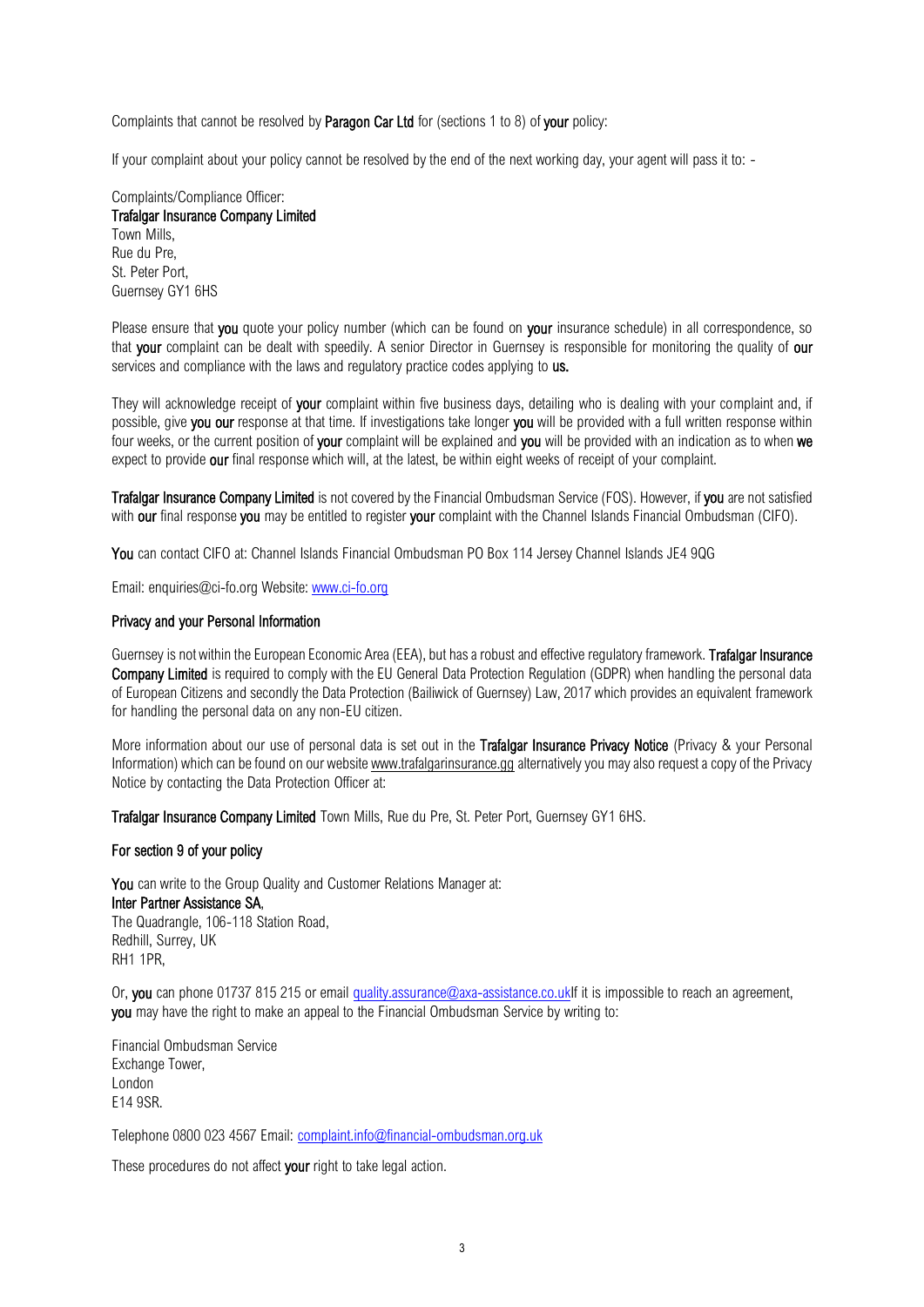Complaints that cannot be resolved by **Paragon Car Ltd** for (sections 1 to 8) of **your** policy:

If your complaint about your policy cannot be resolved by the end of the next working day, your agent will pass it to: -

Complaints/Compliance Officer:
**Trafalgar Insurance Company Limited**
Town Mills,
Rue du Pre,
St. Peter Port,
Guernsey GY1 6HS

Please ensure that **you** quote your policy number (which can be found on **your** insurance schedule) in all correspondence, so that **your** complaint can be dealt with speedily. A senior Director in Guernsey is responsible for monitoring the quality of **our** services and compliance with the laws and regulatory practice codes applying to **us.**

They will acknowledge receipt of **your** complaint within five business days, detailing who is dealing with your complaint and, if possible, give **you our** response at that time. If investigations take longer **you** will be provided with a full written response within four weeks, or the current position of **your** complaint will be explained and **you** will be provided with an indication as to when **we** expect to provide **our** final response which will, at the latest, be within eight weeks of receipt of your complaint.

**Trafalgar Insurance Company Limited** is not covered by the Financial Ombudsman Service (FOS). However, if **you** are not satisfied with **our** final response **you** may be entitled to register **your** complaint with the Channel Islands Financial Ombudsman (CIFO).

**You** can contact CIFO at: Channel Islands Financial Ombudsman PO Box 114 Jersey Channel Islands JE4 9QG

Email: enquiries@ci-fo.org Website: www.ci-fo.org

**Privacy and your Personal Information**

Guernsey is not within the European Economic Area (EEA), but has a robust and effective regulatory framework. **Trafalgar Insurance Company Limited** is required to comply with the EU General Data Protection Regulation (GDPR) when handling the personal data of European Citizens and secondly the Data Protection (Bailiwick of Guernsey) Law, 2017 which provides an equivalent framework for handling the personal data on any non-EU citizen.

More information about our use of personal data is set out in the **Trafalgar Insurance Privacy Notice** (Privacy & your Personal Information) which can be found on our website www.trafalgarinsurance.gg alternatively you may also request a copy of the Privacy Notice by contacting the Data Protection Officer at:

**Trafalgar Insurance Company Limited** Town Mills, Rue du Pre, St. Peter Port, Guernsey GY1 6HS.

**For section 9 of your policy**

**You** can write to the Group Quality and Customer Relations Manager at:
**Inter Partner Assistance SA**,
The Quadrangle, 106-118 Station Road,
Redhill, Surrey, UK
RH1 1PR,

Or, **you** can phone 01737 815 215 or email quality.assurance@axa-assistance.co.ukIf it is impossible to reach an agreement, **you** may have the right to make an appeal to the Financial Ombudsman Service by writing to:

Financial Ombudsman Service
Exchange Tower,
London
E14 9SR.

Telephone 0800 023 4567 Email: complaint.info@financial-ombudsman.org.uk

These procedures do not affect **your** right to take legal action.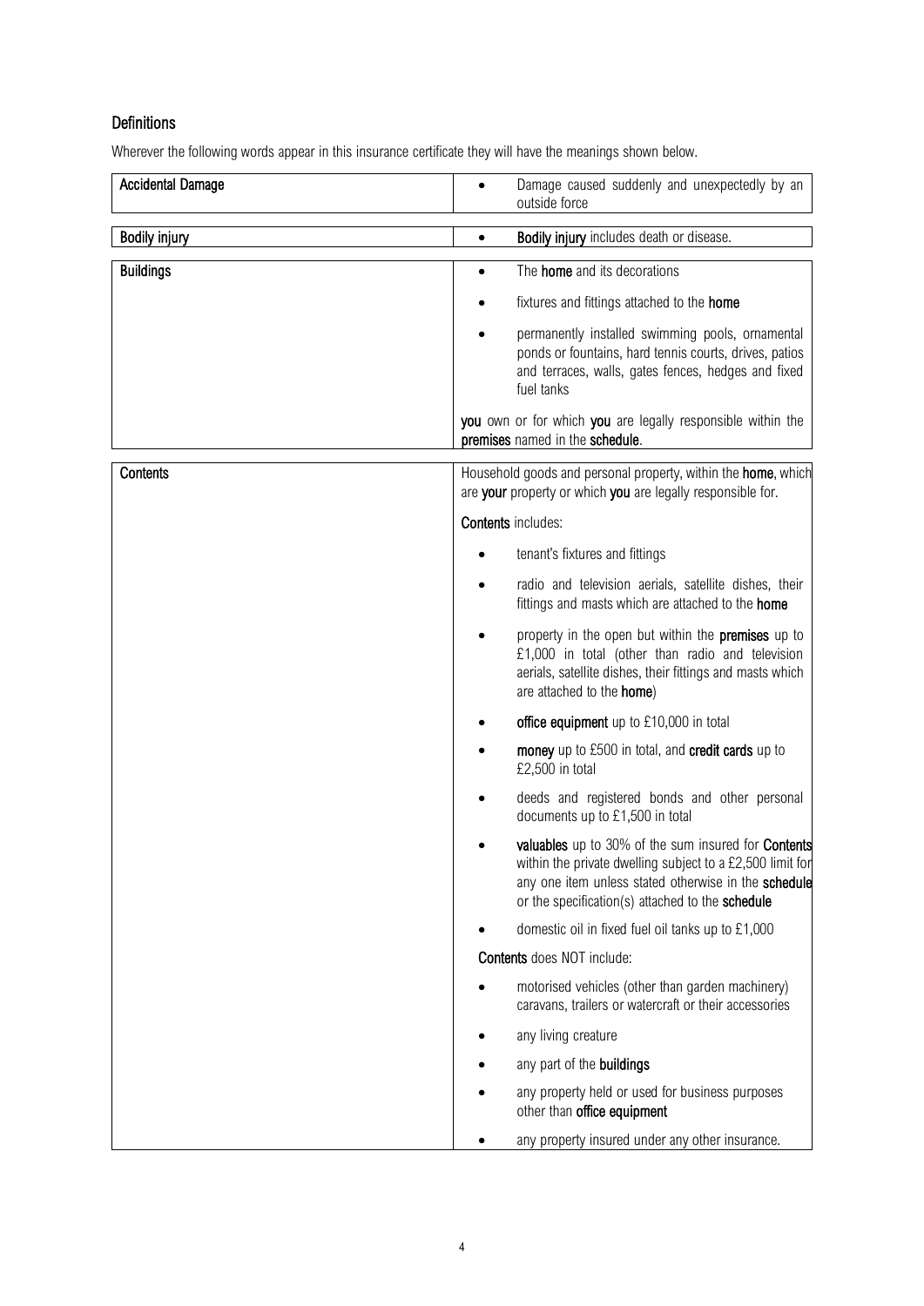## Definitions

Wherever the following words appear in this insurance certificate they will have the meanings shown below.

| Term | Meaning |
|---|---|
| **Accidental Damage** | • Damage caused suddenly and unexpectedly by an outside force |
| **Bodily injury** | • **Bodily injury** includes death or disease. |
| **Buildings** | • The **home** and its decorations<br>• fixtures and fittings attached to the **home**<br>• permanently installed swimming pools, ornamental ponds or fountains, hard tennis courts, drives, patios and terraces, walls, gates fences, hedges and fixed fuel tanks<br><br>**you** own or for which **you** are legally responsible within the **premises** named in the **schedule**. |
| **Contents** | Household goods and personal property, within the **home**, which are **your** property or which **you** are legally responsible for.<br><br>**Contents** includes:<br>• tenant's fixtures and fittings<br>• radio and television aerials, satellite dishes, their fittings and masts which are attached to the **home**<br>• property in the open but within the **premises** up to £1,000 in total (other than radio and television aerials, satellite dishes, their fittings and masts which are attached to the **home**)<br>• **office equipment** up to £10,000 in total<br>• **money** up to £500 in total, and **credit cards** up to £2,500 in total<br>• deeds and registered bonds and other personal documents up to £1,500 in total<br>• **valuables** up to 30% of the sum insured for **Contents** within the private dwelling subject to a £2,500 limit for any one item unless stated otherwise in the **schedule** or the specification(s) attached to the **schedule**<br>• domestic oil in fixed fuel oil tanks up to £1,000<br><br>**Contents** does NOT include:<br>• motorised vehicles (other than garden machinery) caravans, trailers or watercraft or their accessories<br>• any living creature<br>• any part of the **buildings**<br>• any property held or used for business purposes other than **office equipment**<br>• any property insured under any other insurance. |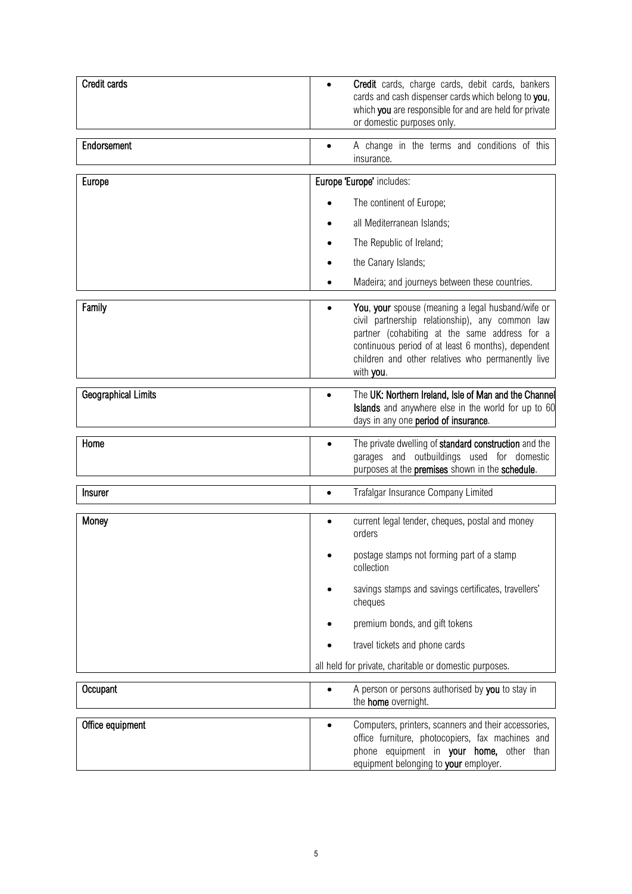| Term | Definition |
| --- | --- |
| **Credit cards** | • **Credit** cards, charge cards, debit cards, bankers cards and cash dispenser cards which belong to **you**, which **you** are responsible for and are held for private or domestic purposes only. |
| **Endorsement** | • A change in the terms and conditions of this insurance. |
| **Europe** | **Europe 'Europe'** includes:<br>• The continent of Europe;<br>• all Mediterranean Islands;<br>• The Republic of Ireland;<br>• the Canary Islands;<br>• Madeira; and journeys between these countries. |
| **Family** | • **You**, **your** spouse (meaning a legal husband/wife or civil partnership relationship), any common law partner (cohabiting at the same address for a continuous period of at least 6 months), dependent children and other relatives who permanently live with **you**. |
| **Geographical Limits** | • The **UK: Northern Ireland, Isle of Man and the Channel Islands** and anywhere else in the world for up to 60 days in any one **period of insurance**. |
| **Home** | • The private dwelling of **standard construction** and the garages and outbuildings used for domestic purposes at the **premises** shown in the **schedule**. |
| **Insurer** | • Trafalgar Insurance Company Limited |
| **Money** | • current legal tender, cheques, postal and money orders<br>• postage stamps not forming part of a stamp collection<br>• savings stamps and savings certificates, travellers' cheques<br>• premium bonds, and gift tokens<br>• travel tickets and phone cards<br>all held for private, charitable or domestic purposes. |
| **Occupant** | • A person or persons authorised by **you** to stay in the **home** overnight. |
| **Office equipment** | • Computers, printers, scanners and their accessories, office furniture, photocopiers, fax machines and phone equipment in **your home,** other than equipment belonging to **your** employer. |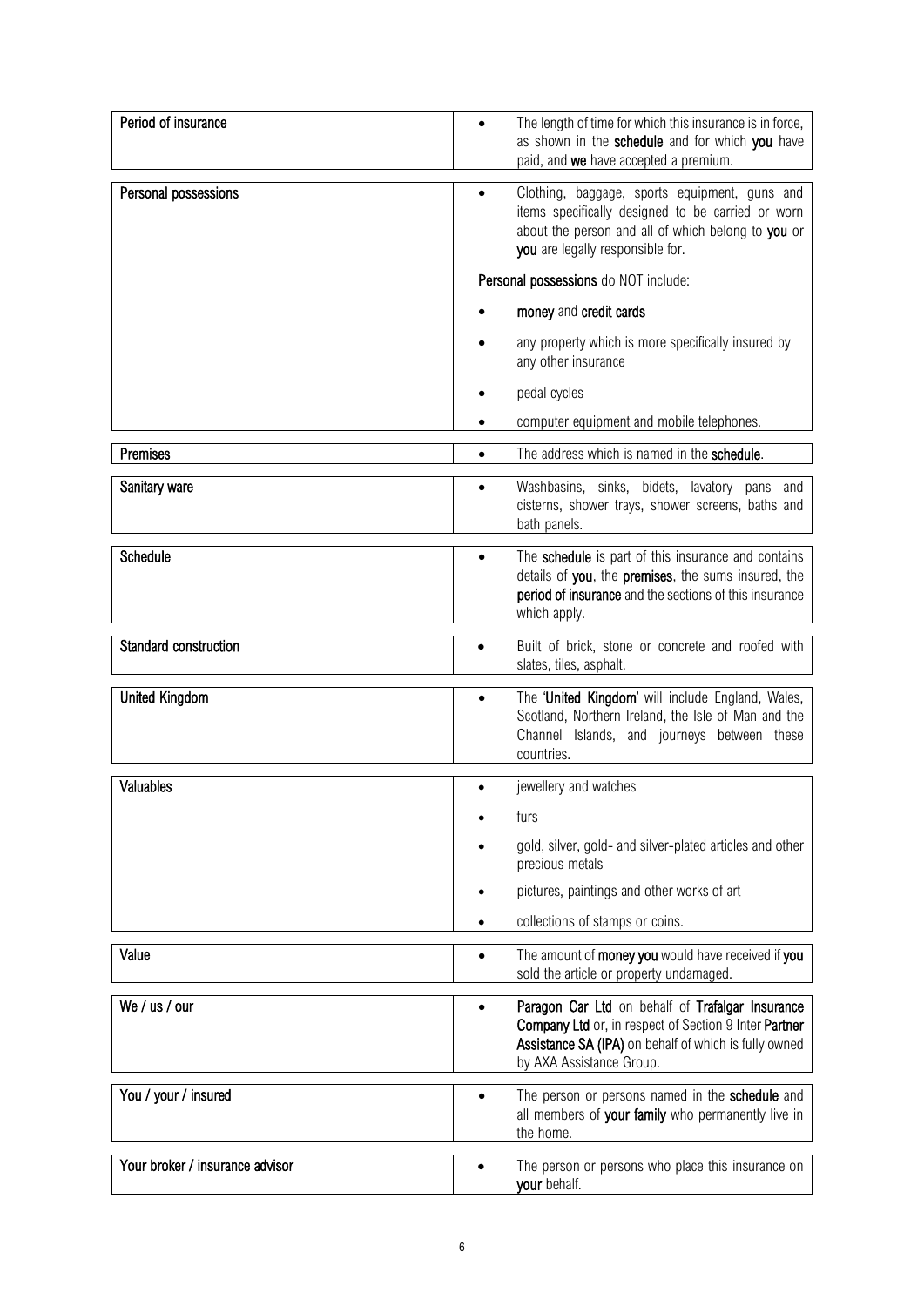| Term | Definition |
|---|---|
| **Period of insurance** | The length of time for which this insurance is in force, as shown in the **schedule** and for which **you** have paid, and **we** have accepted a premium. |
| **Personal possessions** | Clothing, baggage, sports equipment, guns and items specifically designed to be carried or worn about the person and all of which belong to **you** or **you** are legally responsible for.<br><br>**Personal possessions** do NOT include:<br>• **money** and **credit cards**<br>• any property which is more specifically insured by any other insurance<br>• pedal cycles<br>• computer equipment and mobile telephones. |
| **Premises** | The address which is named in the **schedule**. |
| **Sanitary ware** | Washbasins, sinks, bidets, lavatory pans and cisterns, shower trays, shower screens, baths and bath panels. |
| **Schedule** | The **schedule** is part of this insurance and contains details of **you**, the **premises**, the sums insured, the **period of insurance** and the sections of this insurance which apply. |
| **Standard construction** | Built of brick, stone or concrete and roofed with slates, tiles, asphalt. |
| **United Kingdom** | The '**United Kingdom**' will include England, Wales, Scotland, Northern Ireland, the Isle of Man and the Channel Islands, and journeys between these countries. |
| **Valuables** | • jewellery and watches<br>• furs<br>• gold, silver, gold- and silver-plated articles and other precious metals<br>• pictures, paintings and other works of art<br>• collections of stamps or coins. |
| **Value** | The amount of **money you** would have received if **you** sold the article or property undamaged. |
| **We / us / our** | **Paragon Car Ltd** on behalf of **Trafalgar Insurance Company Ltd** or, in respect of Section 9 Inter **Partner Assistance SA (IPA)** on behalf of which is fully owned by AXA Assistance Group. |
| **You / your / insured** | The person or persons named in the **schedule** and all members of **your family** who permanently live in the home. |
| **Your broker / insurance advisor** | The person or persons who place this insurance on **your** behalf. |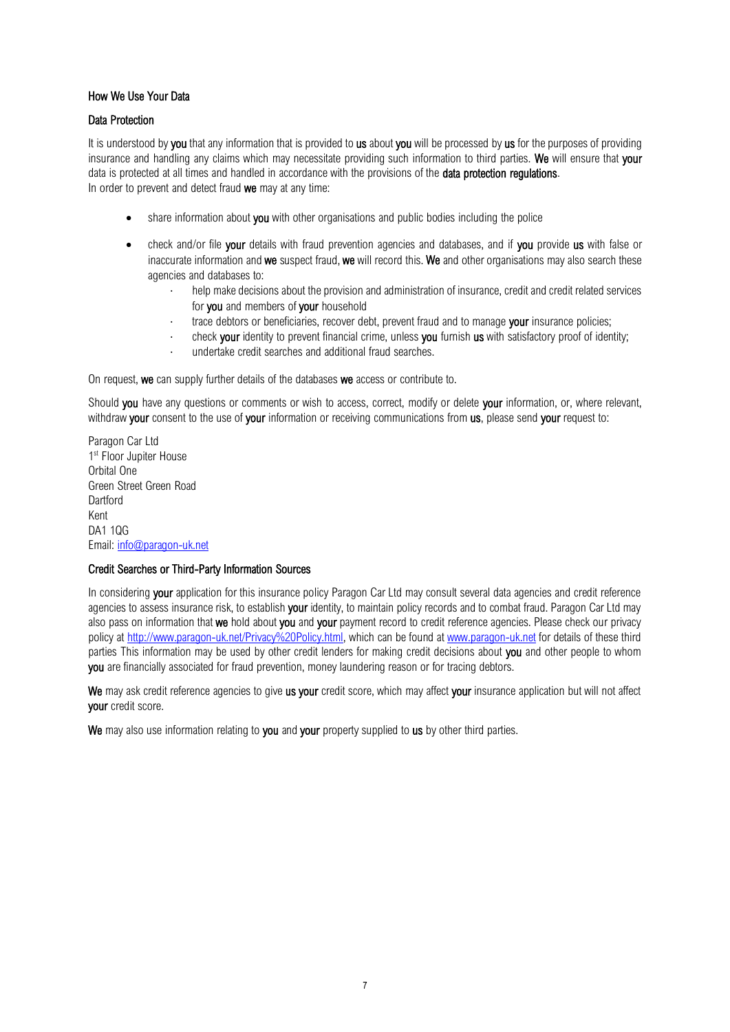## How We Use Your Data

### Data Protection

It is understood by **you** that any information that is provided to **us** about **you** will be processed by **us** for the purposes of providing insurance and handling any claims which may necessitate providing such information to third parties. **We** will ensure that **your** data is protected at all times and handled in accordance with the provisions of the **data protection regulations**.
In order to prevent and detect fraud **we** may at any time:

- share information about **you** with other organisations and public bodies including the police
- check and/or file **your** details with fraud prevention agencies and databases, and if **you** provide **us** with false or inaccurate information and **we** suspect fraud, **we** will record this. **We** and other organisations may also search these agencies and databases to:
  - help make decisions about the provision and administration of insurance, credit and credit related services for **you** and members of **your** household
  - trace debtors or beneficiaries, recover debt, prevent fraud and to manage **your** insurance policies;
  - check **your** identity to prevent financial crime, unless **you** furnish **us** with satisfactory proof of identity;
  - undertake credit searches and additional fraud searches.

On request, **we** can supply further details of the databases **we** access or contribute to.

Should **you** have any questions or comments or wish to access, correct, modify or delete **your** information, or, where relevant, withdraw **your** consent to the use of **your** information or receiving communications from **us**, please send **your** request to:

Paragon Car Ltd
1st Floor Jupiter House
Orbital One
Green Street Green Road
Dartford
Kent
DA1 1QG
Email: info@paragon-uk.net

### Credit Searches or Third-Party Information Sources

In considering **your** application for this insurance policy Paragon Car Ltd may consult several data agencies and credit reference agencies to assess insurance risk, to establish **your** identity, to maintain policy records and to combat fraud. Paragon Car Ltd may also pass on information that **we** hold about **you** and **your** payment record to credit reference agencies. Please check our privacy policy at http://www.paragon-uk.net/Privacy%20Policy.html, which can be found at www.paragon-uk.net for details of these third parties This information may be used by other credit lenders for making credit decisions about **you** and other people to whom **you** are financially associated for fraud prevention, money laundering reason or for tracing debtors.

**We** may ask credit reference agencies to give **us your** credit score, which may affect **your** insurance application but will not affect **your** credit score.

**We** may also use information relating to **you** and **your** property supplied to **us** by other third parties.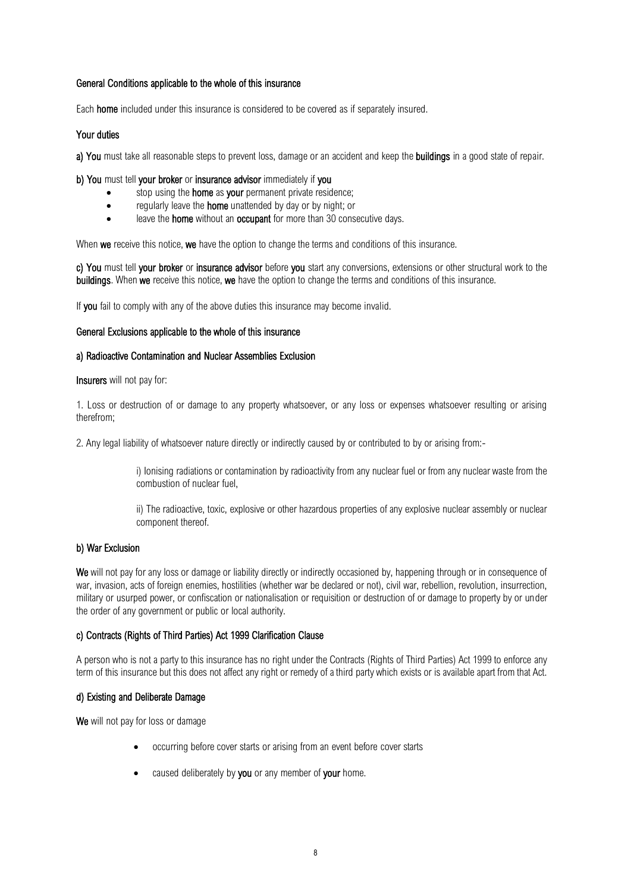## General Conditions applicable to the whole of this insurance

Each **home** included under this insurance is considered to be covered as if separately insured.

### Your duties

**a) You** must take all reasonable steps to prevent loss, damage or an accident and keep the **buildings** in a good state of repair.

**b) You** must tell **your broker** or **insurance advisor** immediately if **you**

- stop using the **home** as **your** permanent private residence;
- regularly leave the **home** unattended by day or by night; or
- leave the **home** without an **occupant** for more than 30 consecutive days.

When **we** receive this notice, **we** have the option to change the terms and conditions of this insurance.

**c) You** must tell **your broker** or **insurance advisor** before **you** start any conversions, extensions or other structural work to the **buildings**. When **we** receive this notice, **we** have the option to change the terms and conditions of this insurance.

If **you** fail to comply with any of the above duties this insurance may become invalid.

## General Exclusions applicable to the whole of this insurance

### a) Radioactive Contamination and Nuclear Assemblies Exclusion

**Insurers** will not pay for:

1. Loss or destruction of or damage to any property whatsoever, or any loss or expenses whatsoever resulting or arising therefrom;

2. Any legal liability of whatsoever nature directly or indirectly caused by or contributed to by or arising from:-

> i) Ionising radiations or contamination by radioactivity from any nuclear fuel or from any nuclear waste from the combustion of nuclear fuel,
>
> ii) The radioactive, toxic, explosive or other hazardous properties of any explosive nuclear assembly or nuclear component thereof.

### b) War Exclusion

**We** will not pay for any loss or damage or liability directly or indirectly occasioned by, happening through or in consequence of war, invasion, acts of foreign enemies, hostilities (whether war be declared or not), civil war, rebellion, revolution, insurrection, military or usurped power, or confiscation or nationalisation or requisition or destruction of or damage to property by or under the order of any government or public or local authority.

### c) Contracts (Rights of Third Parties) Act 1999 Clarification Clause

A person who is not a party to this insurance has no right under the Contracts (Rights of Third Parties) Act 1999 to enforce any term of this insurance but this does not affect any right or remedy of a third party which exists or is available apart from that Act.

### d) Existing and Deliberate Damage

**We** will not pay for loss or damage

- occurring before cover starts or arising from an event before cover starts
- caused deliberately by **you** or any member of **your** home.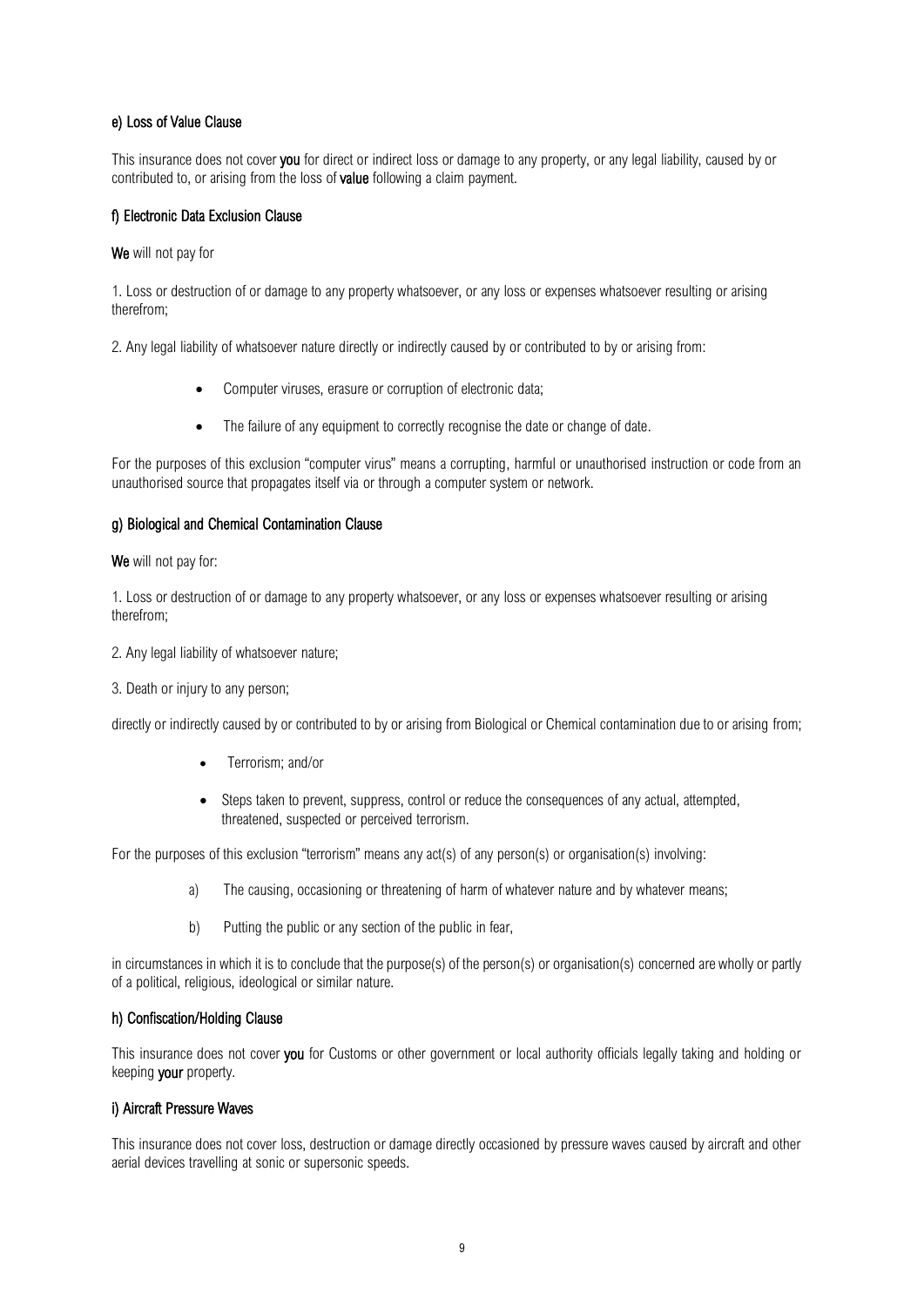#### e) Loss of Value Clause

This insurance does not cover **you** for direct or indirect loss or damage to any property, or any legal liability, caused by or contributed to, or arising from the loss of **value** following a claim payment.

#### f) Electronic Data Exclusion Clause

**We** will not pay for

1. Loss or destruction of or damage to any property whatsoever, or any loss or expenses whatsoever resulting or arising therefrom;

2. Any legal liability of whatsoever nature directly or indirectly caused by or contributed to by or arising from:

- Computer viruses, erasure or corruption of electronic data;
- The failure of any equipment to correctly recognise the date or change of date.

For the purposes of this exclusion "computer virus" means a corrupting, harmful or unauthorised instruction or code from an unauthorised source that propagates itself via or through a computer system or network.

#### g) Biological and Chemical Contamination Clause

**We** will not pay for:

1. Loss or destruction of or damage to any property whatsoever, or any loss or expenses whatsoever resulting or arising therefrom;

2. Any legal liability of whatsoever nature;

3. Death or injury to any person;

directly or indirectly caused by or contributed to by or arising from Biological or Chemical contamination due to or arising from;

- Terrorism; and/or
- Steps taken to prevent, suppress, control or reduce the consequences of any actual, attempted, threatened, suspected or perceived terrorism.

For the purposes of this exclusion "terrorism" means any act(s) of any person(s) or organisation(s) involving:

a) The causing, occasioning or threatening of harm of whatever nature and by whatever means;

b) Putting the public or any section of the public in fear,

in circumstances in which it is to conclude that the purpose(s) of the person(s) or organisation(s) concerned are wholly or partly of a political, religious, ideological or similar nature.

#### h) Confiscation/Holding Clause

This insurance does not cover **you** for Customs or other government or local authority officials legally taking and holding or keeping **your** property.

#### i) Aircraft Pressure Waves

This insurance does not cover loss, destruction or damage directly occasioned by pressure waves caused by aircraft and other aerial devices travelling at sonic or supersonic speeds.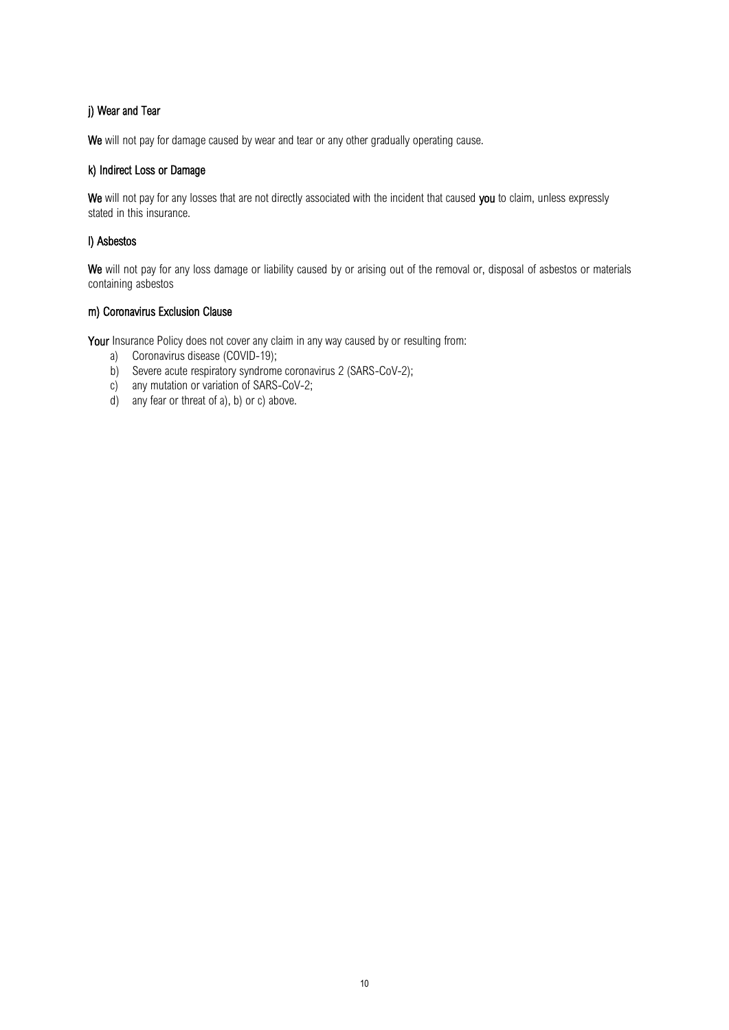#### j) Wear and Tear

**We** will not pay for damage caused by wear and tear or any other gradually operating cause.

#### k) Indirect Loss or Damage

**We** will not pay for any losses that are not directly associated with the incident that caused **you** to claim, unless expressly stated in this insurance.

#### l) Asbestos

**We** will not pay for any loss damage or liability caused by or arising out of the removal or, disposal of asbestos or materials containing asbestos

#### m) Coronavirus Exclusion Clause

**Your** Insurance Policy does not cover any claim in any way caused by or resulting from:

a) Coronavirus disease (COVID-19);
b) Severe acute respiratory syndrome coronavirus 2 (SARS-CoV-2);
c) any mutation or variation of SARS-CoV-2;
d) any fear or threat of a), b) or c) above.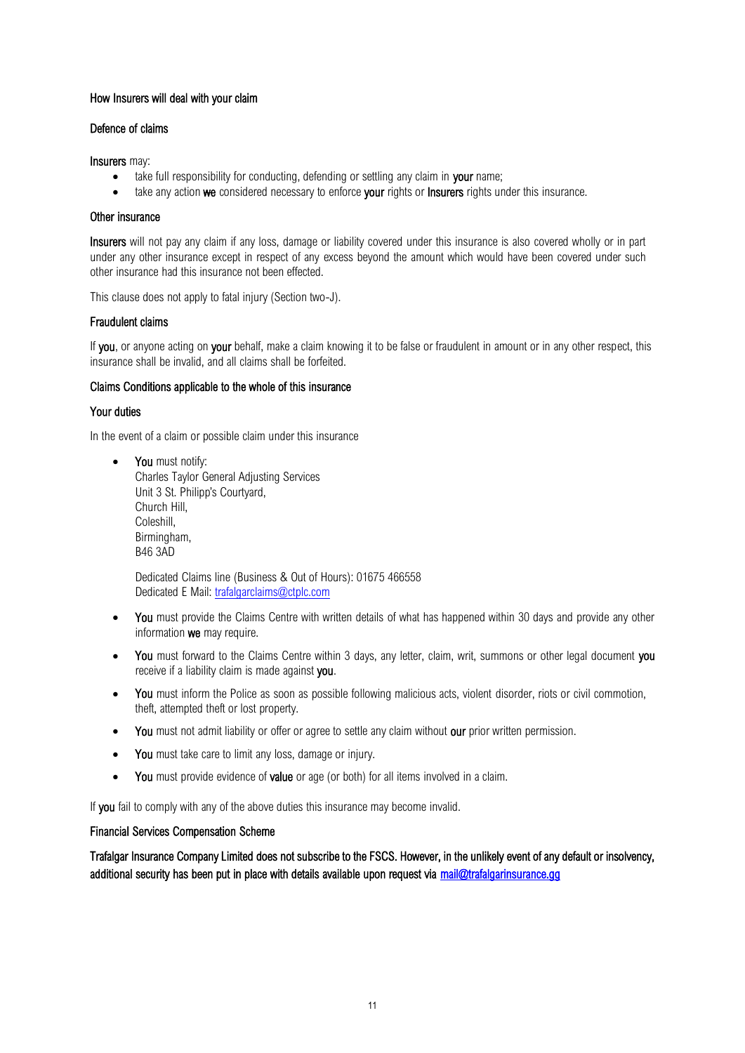## How Insurers will deal with your claim

### Defence of claims

**Insurers** may:

- take full responsibility for conducting, defending or settling any claim in **your** name;
- take any action **we** considered necessary to enforce **your** rights or **Insurers** rights under this insurance.

### Other insurance

**Insurers** will not pay any claim if any loss, damage or liability covered under this insurance is also covered wholly or in part under any other insurance except in respect of any excess beyond the amount which would have been covered under such other insurance had this insurance not been effected.

This clause does not apply to fatal injury (Section two-J).

### Fraudulent claims

If **you**, or anyone acting on **your** behalf, make a claim knowing it to be false or fraudulent in amount or in any other respect, this insurance shall be invalid, and all claims shall be forfeited.

### Claims Conditions applicable to the whole of this insurance

### Your duties

In the event of a claim or possible claim under this insurance

- **You** must notify:
  Charles Taylor General Adjusting Services
  Unit 3 St. Philipp's Courtyard,
  Church Hill,
  Coleshill,
  Birmingham,
  B46 3AD

  Dedicated Claims line (Business & Out of Hours): 01675 466558
  Dedicated E Mail: trafalgarclaims@ctplc.com

- **You** must provide the Claims Centre with written details of what has happened within 30 days and provide any other information **we** may require.
- **You** must forward to the Claims Centre within 3 days, any letter, claim, writ, summons or other legal document **you** receive if a liability claim is made against **you**.
- **You** must inform the Police as soon as possible following malicious acts, violent disorder, riots or civil commotion, theft, attempted theft or lost property.
- **You** must not admit liability or offer or agree to settle any claim without **our** prior written permission.
- **You** must take care to limit any loss, damage or injury.
- **You** must provide evidence of **value** or age (or both) for all items involved in a claim.

If **you** fail to comply with any of the above duties this insurance may become invalid.

### Financial Services Compensation Scheme

**Trafalgar Insurance Company Limited does not subscribe to the FSCS. However, in the unlikely event of any default or insolvency, additional security has been put in place with details available upon request via mail@trafalgarinsurance.gg**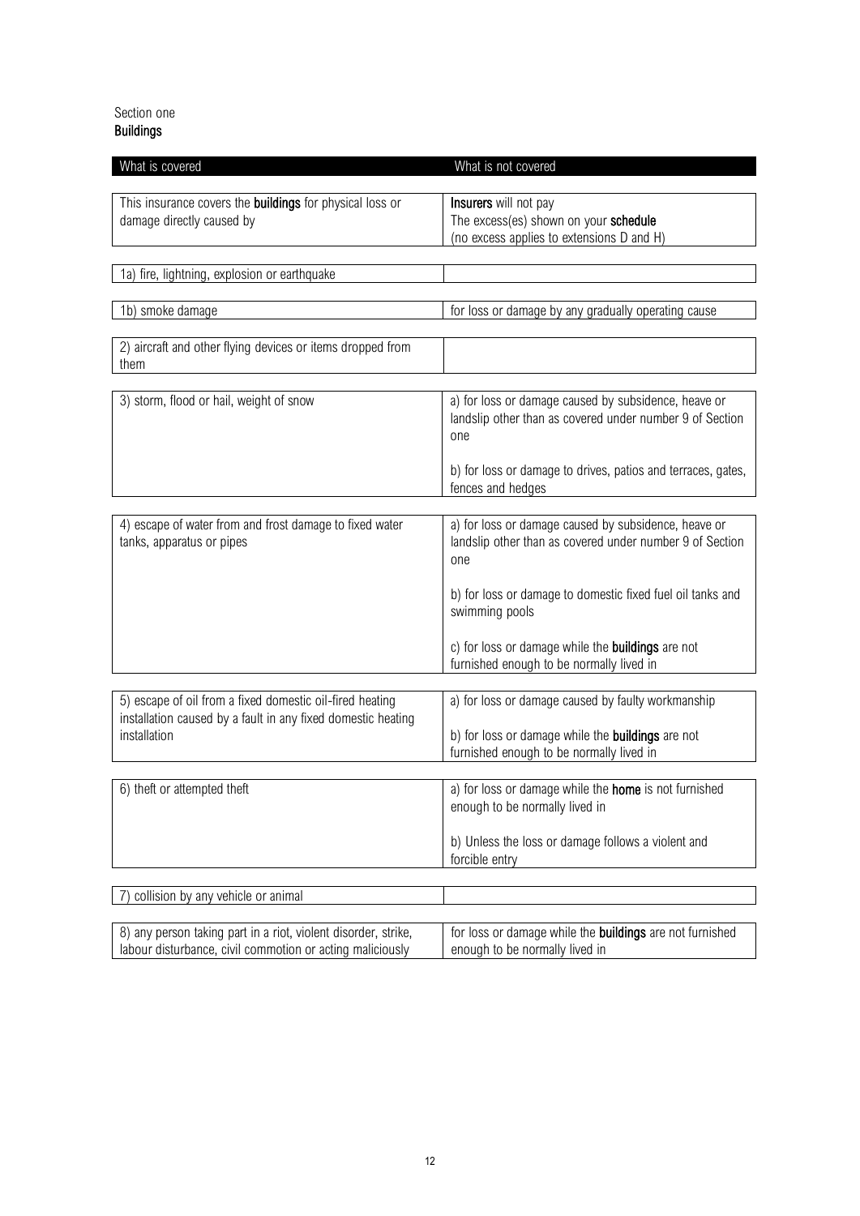Section one

**Buildings**

| What is covered | What is not covered |
|---|---|
| This insurance covers the **buildings** for physical loss or damage directly caused by | **Insurers** will not pay<br>The excess(es) shown on your **schedule**<br>(no excess applies to extensions D and H) |
| 1a) fire, lightning, explosion or earthquake | |
| 1b) smoke damage | for loss or damage by any gradually operating cause |
| 2) aircraft and other flying devices or items dropped from them | |
| 3) storm, flood or hail, weight of snow | a) for loss or damage caused by subsidence, heave or landslip other than as covered under number 9 of Section one<br><br>b) for loss or damage to drives, patios and terraces, gates, fences and hedges |
| 4) escape of water from and frost damage to fixed water tanks, apparatus or pipes | a) for loss or damage caused by subsidence, heave or landslip other than as covered under number 9 of Section one<br><br>b) for loss or damage to domestic fixed fuel oil tanks and swimming pools<br><br>c) for loss or damage while the **buildings** are not furnished enough to be normally lived in |
| 5) escape of oil from a fixed domestic oil-fired heating installation caused by a fault in any fixed domestic heating installation | a) for loss or damage caused by faulty workmanship<br><br>b) for loss or damage while the **buildings** are not furnished enough to be normally lived in |
| 6) theft or attempted theft | a) for loss or damage while the **home** is not furnished enough to be normally lived in<br><br>b) Unless the loss or damage follows a violent and forcible entry |
| 7) collision by any vehicle or animal | |
| 8) any person taking part in a riot, violent disorder, strike, labour disturbance, civil commotion or acting maliciously | for loss or damage while the **buildings** are not furnished enough to be normally lived in |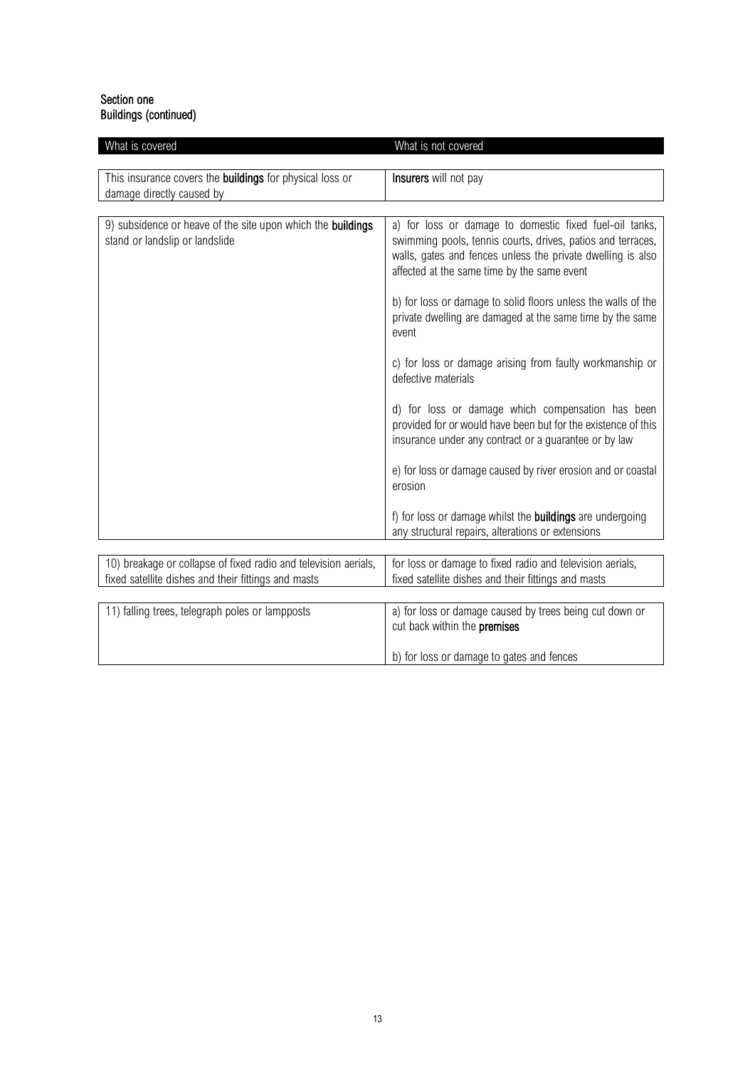**Section one**
**Buildings (continued)**

| What is covered | What is not covered |
|---|---|
| This insurance covers the **buildings** for physical loss or damage directly caused by | **Insurers** will not pay |
| 9) subsidence or heave of the site upon which the **buildings** stand or landslip or landslide | a) for loss or damage to domestic fixed fuel-oil tanks, swimming pools, tennis courts, drives, patios and terraces, walls, gates and fences unless the private dwelling is also affected at the same time by the same event<br><br>b) for loss or damage to solid floors unless the walls of the private dwelling are damaged at the same time by the same event<br><br>c) for loss or damage arising from faulty workmanship or defective materials<br><br>d) for loss or damage which compensation has been provided for or would have been but for the existence of this insurance under any contract or a guarantee or by law<br><br>e) for loss or damage caused by river erosion and or coastal erosion<br><br>f) for loss or damage whilst the **buildings** are undergoing any structural repairs, alterations or extensions |
| 10) breakage or collapse of fixed radio and television aerials, fixed satellite dishes and their fittings and masts | for loss or damage to fixed radio and television aerials, fixed satellite dishes and their fittings and masts |
| 11) falling trees, telegraph poles or lampposts | a) for loss or damage caused by trees being cut down or cut back within the **premises**<br><br>b) for loss or damage to gates and fences |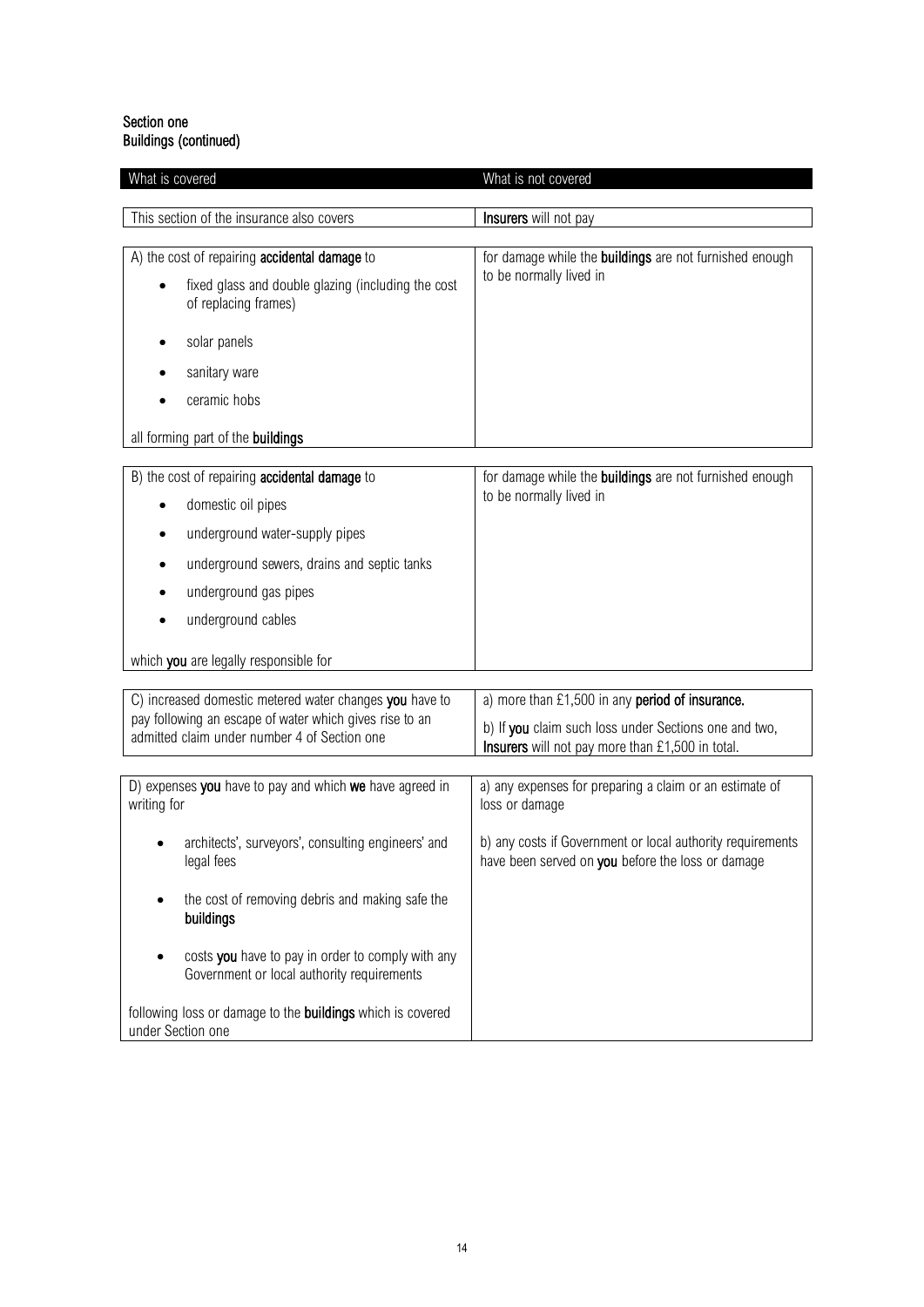**Section one**
**Buildings (continued)**

| What is covered | What is not covered |
|---|---|
| This section of the insurance also covers | **Insurers** will not pay |
| A) the cost of repairing **accidental damage** to<br>• fixed glass and double glazing (including the cost of replacing frames)<br>• solar panels<br>• sanitary ware<br>• ceramic hobs<br><br>all forming part of the **buildings** | for damage while the **buildings** are not furnished enough to be normally lived in |
| B) the cost of repairing **accidental damage** to<br>• domestic oil pipes<br>• underground water-supply pipes<br>• underground sewers, drains and septic tanks<br>• underground gas pipes<br>• underground cables<br><br>which **you** are legally responsible for | for damage while the **buildings** are not furnished enough to be normally lived in |
| C) increased domestic metered water changes **you** have to pay following an escape of water which gives rise to an admitted claim under number 4 of Section one | a) more than £1,500 in any **period of insurance.**<br><br>b) If **you** claim such loss under Sections one and two, **Insurers** will not pay more than £1,500 in total. |
| D) expenses **you** have to pay and which **we** have agreed in writing for<br>• architects', surveyors', consulting engineers' and legal fees<br>• the cost of removing debris and making safe the **buildings**<br>• costs **you** have to pay in order to comply with any Government or local authority requirements<br><br>following loss or damage to the **buildings** which is covered under Section one | a) any expenses for preparing a claim or an estimate of loss or damage<br><br>b) any costs if Government or local authority requirements have been served on **you** before the loss or damage |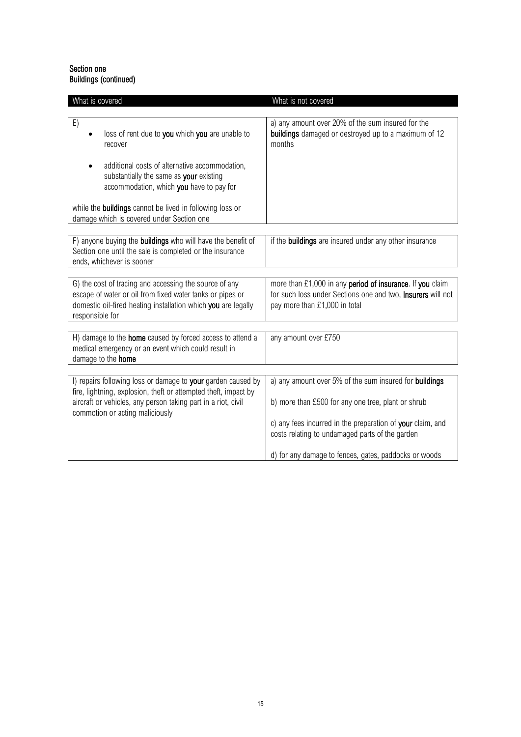**Section one**
**Buildings (continued)**

| What is covered | What is not covered |
|---|---|
| E)<br>• loss of rent due to **you** which **you** are unable to recover<br>• additional costs of alternative accommodation, substantially the same as **your** existing accommodation, which **you** have to pay for<br><br>while the **buildings** cannot be lived in following loss or damage which is covered under Section one | a) any amount over 20% of the sum insured for the **buildings** damaged or destroyed up to a maximum of 12 months |
| F) anyone buying the **buildings** who will have the benefit of Section one until the sale is completed or the insurance ends, whichever is sooner | if the **buildings** are insured under any other insurance |
| G) the cost of tracing and accessing the source of any escape of water or oil from fixed water tanks or pipes or domestic oil-fired heating installation which **you** are legally responsible for | more than £1,000 in any **period of insurance**. If **you** claim for such loss under Sections one and two, **Insurers** will not pay more than £1,000 in total |
| H) damage to the **home** caused by forced access to attend a medical emergency or an event which could result in damage to the **home** | any amount over £750 |
| I) repairs following loss or damage to **your** garden caused by fire, lightning, explosion, theft or attempted theft, impact by aircraft or vehicles, any person taking part in a riot, civil commotion or acting maliciously | a) any amount over 5% of the sum insured for **buildings**<br><br>b) more than £500 for any one tree, plant or shrub<br><br>c) any fees incurred in the preparation of **your** claim, and costs relating to undamaged parts of the garden<br><br>d) for any damage to fences, gates, paddocks or woods |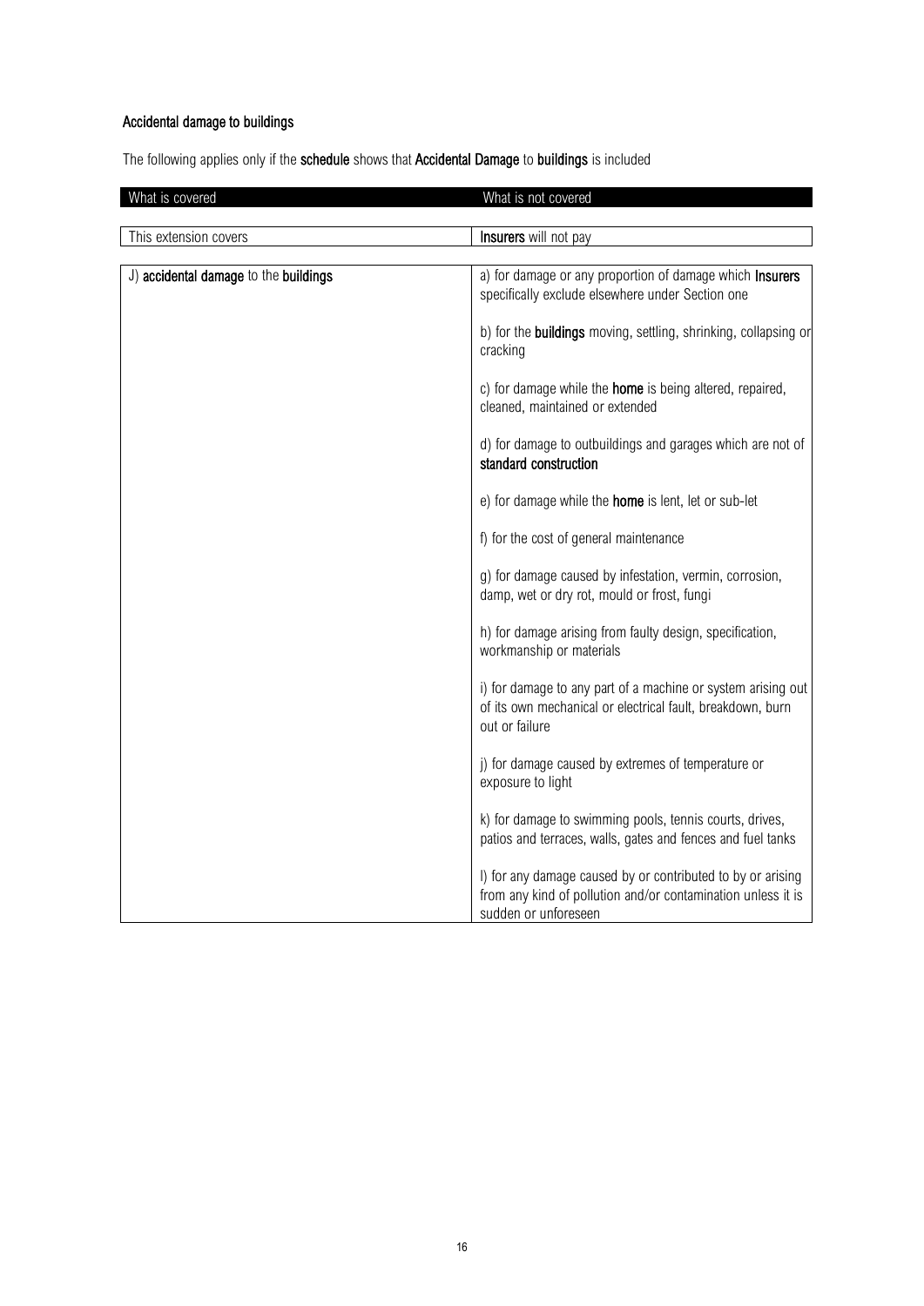**Accidental damage to buildings**

The following applies only if the **schedule** shows that **Accidental Damage** to **buildings** is included

| What is covered | What is not covered |
|---|---|
| This extension covers | **Insurers** will not pay |
| J) **accidental damage** to the **buildings** | a) for damage or any proportion of damage which **Insurers** specifically exclude elsewhere under Section one<br><br>b) for the **buildings** moving, settling, shrinking, collapsing or cracking<br><br>c) for damage while the **home** is being altered, repaired, cleaned, maintained or extended<br><br>d) for damage to outbuildings and garages which are not of **standard construction**<br><br>e) for damage while the **home** is lent, let or sub-let<br><br>f) for the cost of general maintenance<br><br>g) for damage caused by infestation, vermin, corrosion, damp, wet or dry rot, mould or frost, fungi<br><br>h) for damage arising from faulty design, specification, workmanship or materials<br><br>i) for damage to any part of a machine or system arising out of its own mechanical or electrical fault, breakdown, burn out or failure<br><br>j) for damage caused by extremes of temperature or exposure to light<br><br>k) for damage to swimming pools, tennis courts, drives, patios and terraces, walls, gates and fences and fuel tanks<br><br>l) for any damage caused by or contributed to by or arising from any kind of pollution and/or contamination unless it is sudden or unforeseen |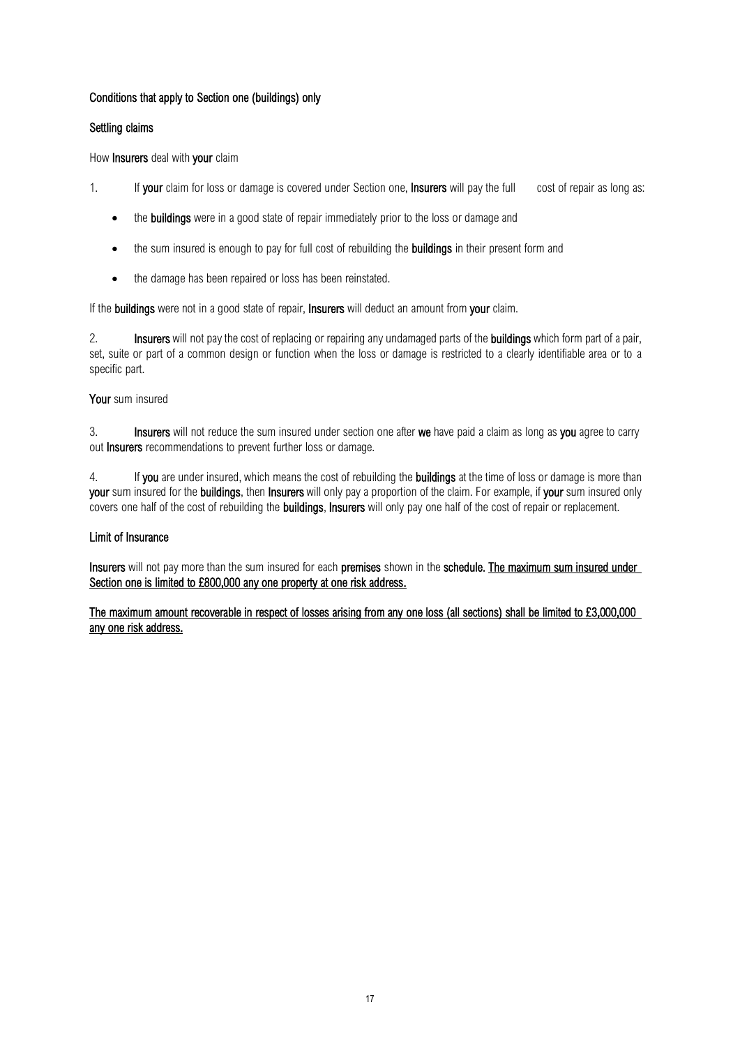## Conditions that apply to Section one (buildings) only

### Settling claims

How **Insurers** deal with **your** claim

1. If **your** claim for loss or damage is covered under Section one, **Insurers** will pay the full cost of repair as long as:

   - the **buildings** were in a good state of repair immediately prior to the loss or damage and
   - the sum insured is enough to pay for full cost of rebuilding the **buildings** in their present form and
   - the damage has been repaired or loss has been reinstated.

If the **buildings** were not in a good state of repair, **Insurers** will deduct an amount from **your** claim.

2. **Insurers** will not pay the cost of replacing or repairing any undamaged parts of the **buildings** which form part of a pair, set, suite or part of a common design or function when the loss or damage is restricted to a clearly identifiable area or to a specific part.

**Your** sum insured

3. **Insurers** will not reduce the sum insured under section one after **we** have paid a claim as long as **you** agree to carry out **Insurers** recommendations to prevent further loss or damage.

4. If **you** are under insured, which means the cost of rebuilding the **buildings** at the time of loss or damage is more than **your** sum insured for the **buildings**, then **Insurers** will only pay a proportion of the claim. For example, if **your** sum insured only covers one half of the cost of rebuilding the **buildings**, **Insurers** will only pay one half of the cost of repair or replacement.

### Limit of Insurance

**Insurers** will not pay more than the sum insured for each **premises** shown in the **schedule**. **The maximum sum insured under Section one is limited to £800,000 any one property at one risk address.**

**The maximum amount recoverable in respect of losses arising from any one loss (all sections) shall be limited to £3,000,000 any one risk address.**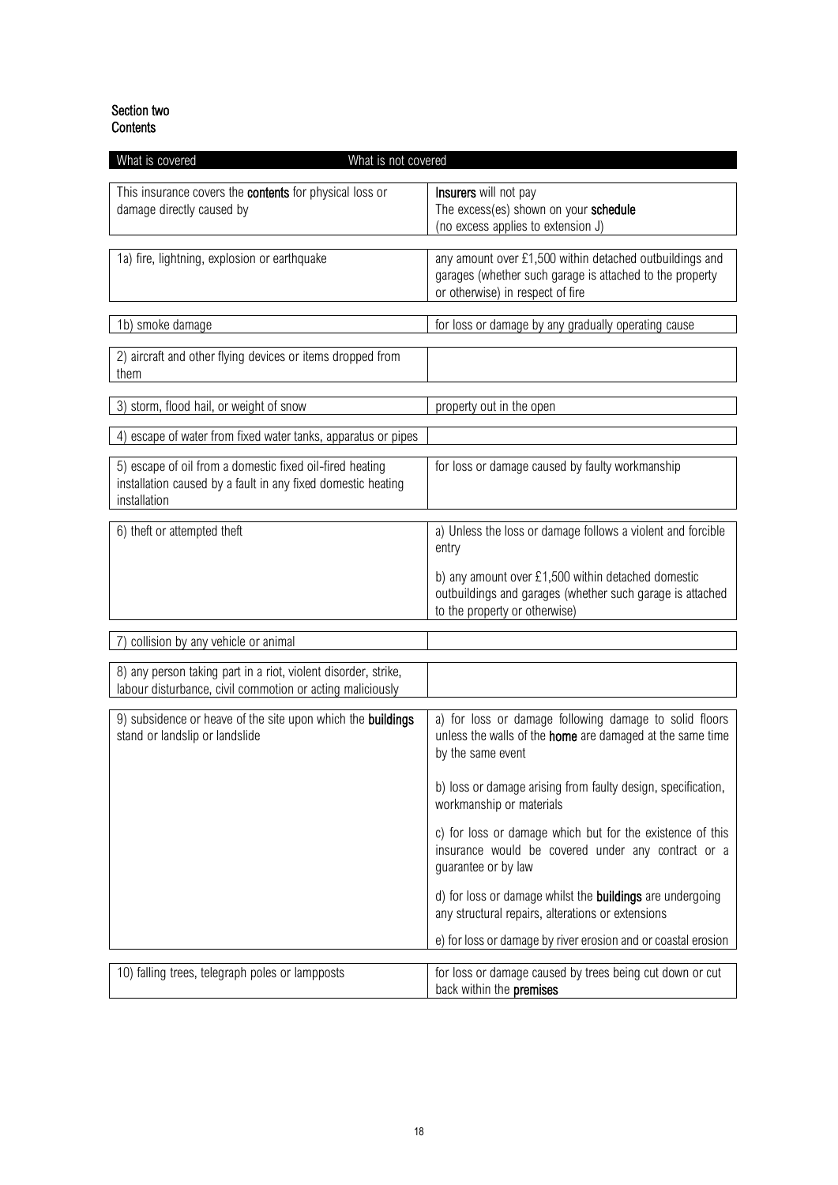**Section two**
**Contents**

| What is covered | What is not covered |
|---|---|
| This insurance covers the **contents** for physical loss or damage directly caused by | **Insurers** will not pay<br>The excess(es) shown on your **schedule**<br>(no excess applies to extension J) |
| 1a) fire, lightning, explosion or earthquake | any amount over £1,500 within detached outbuildings and garages (whether such garage is attached to the property or otherwise) in respect of fire |
| 1b) smoke damage | for loss or damage by any gradually operating cause |
| 2) aircraft and other flying devices or items dropped from them | |
| 3) storm, flood hail, or weight of snow | property out in the open |
| 4) escape of water from fixed water tanks, apparatus or pipes | |
| 5) escape of oil from a domestic fixed oil-fired heating installation caused by a fault in any fixed domestic heating installation | for loss or damage caused by faulty workmanship |
| 6) theft or attempted theft | a) Unless the loss or damage follows a violent and forcible entry<br><br>b) any amount over £1,500 within detached domestic outbuildings and garages (whether such garage is attached to the property or otherwise) |
| 7) collision by any vehicle or animal | |
| 8) any person taking part in a riot, violent disorder, strike, labour disturbance, civil commotion or acting maliciously | |
| 9) subsidence or heave of the site upon which the **buildings** stand or landslip or landslide | a) for loss or damage following damage to solid floors unless the walls of the **home** are damaged at the same time by the same event<br><br>b) loss or damage arising from faulty design, specification, workmanship or materials<br><br>c) for loss or damage which but for the existence of this insurance would be covered under any contract or a guarantee or by law<br><br>d) for loss or damage whilst the **buildings** are undergoing any structural repairs, alterations or extensions<br><br>e) for loss or damage by river erosion and or coastal erosion |
| 10) falling trees, telegraph poles or lampposts | for loss or damage caused by trees being cut down or cut back within the **premises** |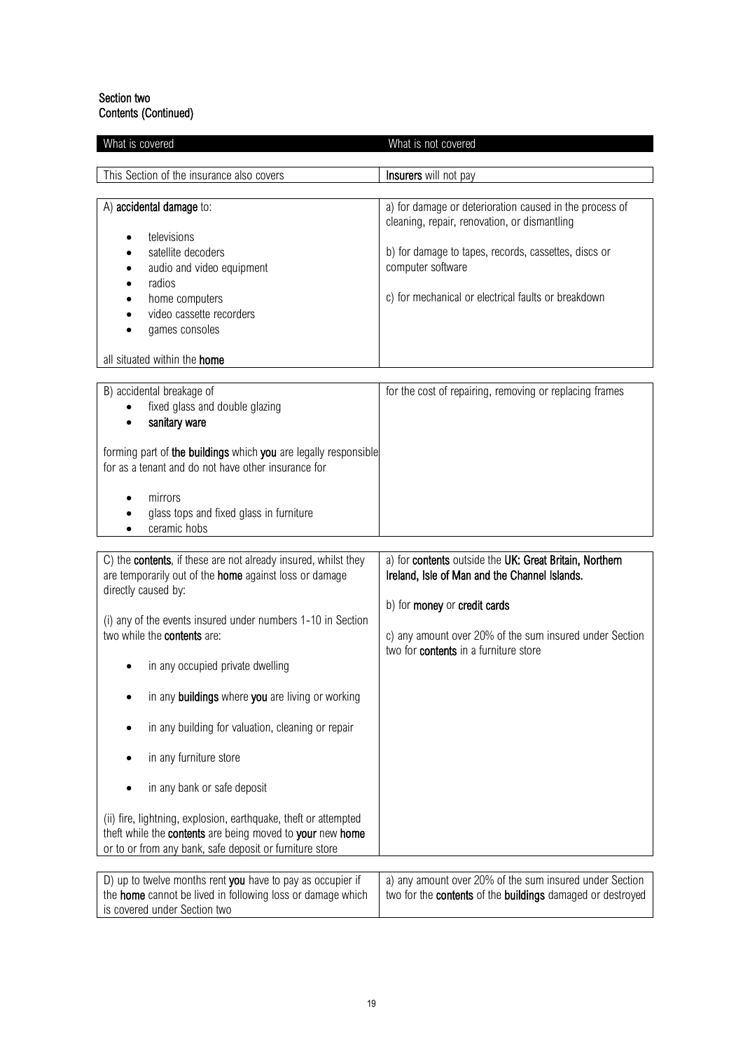### Section two
### Contents (Continued)

| What is covered | What is not covered |
|---|---|
| This Section of the insurance also covers | **Insurers** will not pay |
| A) **accidental damage** to:<br><br>• televisions<br>• satellite decoders<br>• audio and video equipment<br>• radios<br>• home computers<br>• video cassette recorders<br>• games consoles<br><br>all situated within the **home** | a) for damage or deterioration caused in the process of cleaning, repair, renovation, or dismantling<br><br>b) for damage to tapes, records, cassettes, discs or computer software<br><br>c) for mechanical or electrical faults or breakdown |
| B) accidental breakage of<br>• fixed glass and double glazing<br>• **sanitary ware**<br><br>forming part of **the buildings** which **you** are legally responsible for as a tenant and do not have other insurance for<br><br>• mirrors<br>• glass tops and fixed glass in furniture<br>• ceramic hobs | for the cost of repairing, removing or replacing frames |
| C) the **contents**, if these are not already insured, whilst they are temporarily out of the **home** against loss or damage directly caused by:<br><br>(i) any of the events insured under numbers 1-10 in Section two while the **contents** are:<br><br>• in any occupied private dwelling<br>• in any **buildings** where **you** are living or working<br>• in any building for valuation, cleaning or repair<br>• in any furniture store<br>• in any bank or safe deposit<br><br>(ii) fire, lightning, explosion, earthquake, theft or attempted theft while the **contents** are being moved to **your** new **home** or to or from any bank, safe deposit or furniture store | a) for **contents** outside the **UK: Great Britain, Northern Ireland, Isle of Man and the Channel Islands.**<br><br>b) for **money** or **credit cards**<br><br>c) any amount over 20% of the sum insured under Section two for **contents** in a furniture store |
| D) up to twelve months rent **you** have to pay as occupier if the **home** cannot be lived in following loss or damage which is covered under Section two | a) any amount over 20% of the sum insured under Section two for the **contents** of the **buildings** damaged or destroyed |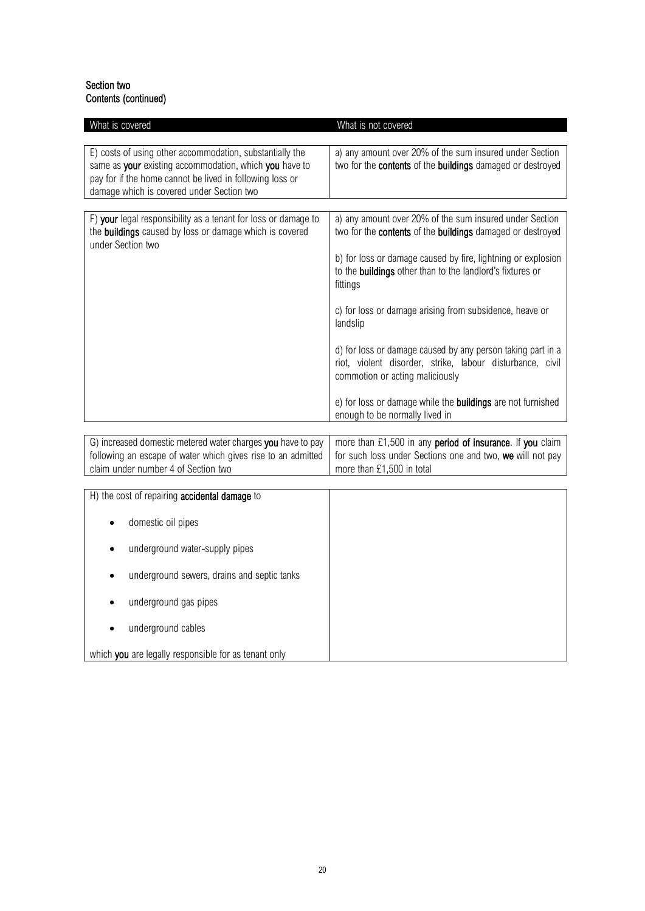**Section two**
**Contents (continued)**

| What is covered | What is not covered |
| --- | --- |
| E) costs of using other accommodation, substantially the same as **your** existing accommodation, which **you** have to pay for if the home cannot be lived in following loss or damage which is covered under Section two | a) any amount over 20% of the sum insured under Section two for the **contents** of the **buildings** damaged or destroyed |
| F) **your** legal responsibility as a tenant for loss or damage to the **buildings** caused by loss or damage which is covered under Section two | a) any amount over 20% of the sum insured under Section two for the **contents** of the **buildings** damaged or destroyed<br><br>b) for loss or damage caused by fire, lightning or explosion to the **buildings** other than to the landlord's fixtures or fittings<br><br>c) for loss or damage arising from subsidence, heave or landslip<br><br>d) for loss or damage caused by any person taking part in a riot, violent disorder, strike, labour disturbance, civil commotion or acting maliciously<br><br>e) for loss or damage while the **buildings** are not furnished enough to be normally lived in |
| G) increased domestic metered water charges **you** have to pay following an escape of water which gives rise to an admitted claim under number 4 of Section two | more than £1,500 in any **period of insurance**. If **you** claim for such loss under Sections one and two, **we** will not pay more than £1,500 in total |
| H) the cost of repairing **accidental damage** to<br><br>• domestic oil pipes<br>• underground water-supply pipes<br>• underground sewers, drains and septic tanks<br>• underground gas pipes<br>• underground cables<br><br>which **you** are legally responsible for as tenant only | |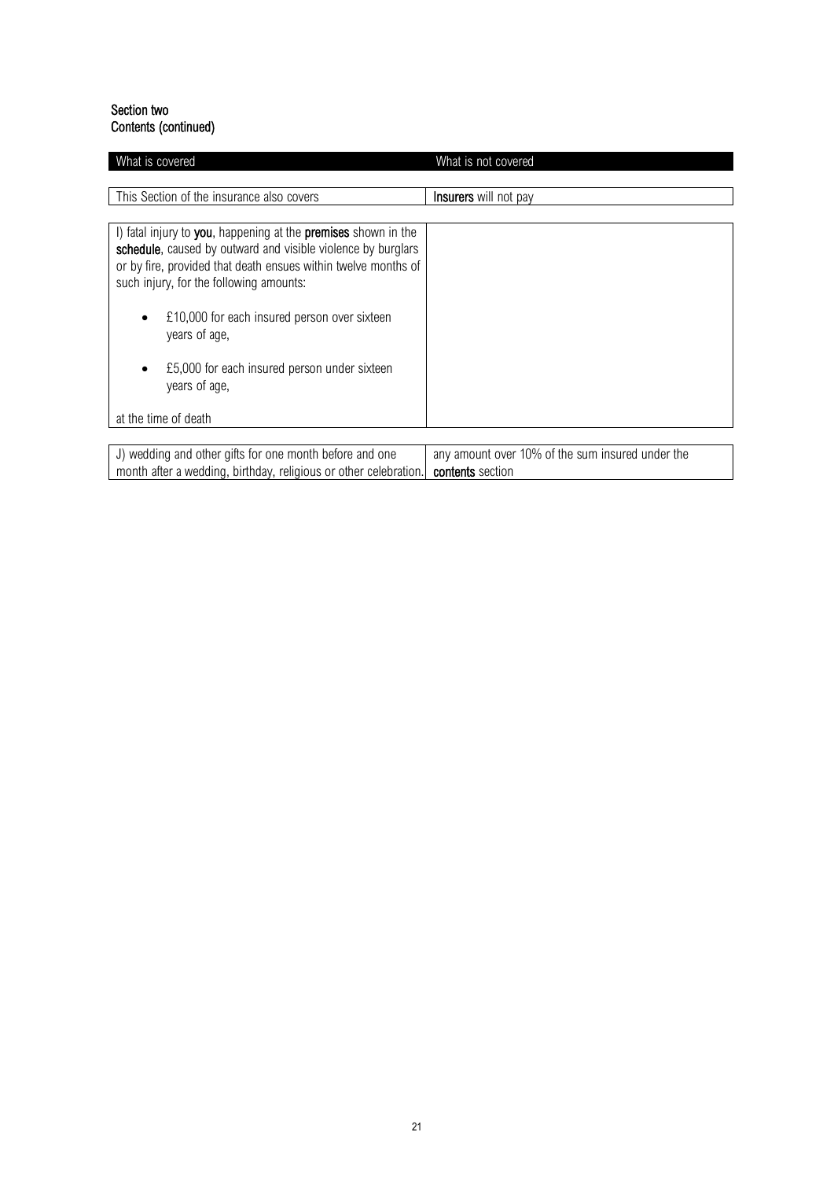**Section two**
**Contents (continued)**

| What is covered | What is not covered |
|---|---|
| This Section of the insurance also covers | **Insurers** will not pay |
| I) fatal injury to **you**, happening at the **premises** shown in the **schedule**, caused by outward and visible violence by burglars or by fire, provided that death ensues within twelve months of such injury, for the following amounts:<br><br>• £10,000 for each insured person over sixteen years of age,<br>• £5,000 for each insured person under sixteen years of age,<br><br>at the time of death | |
| J) wedding and other gifts for one month before and one month after a wedding, birthday, religious or other celebration. | any amount over 10% of the sum insured under the **contents** section |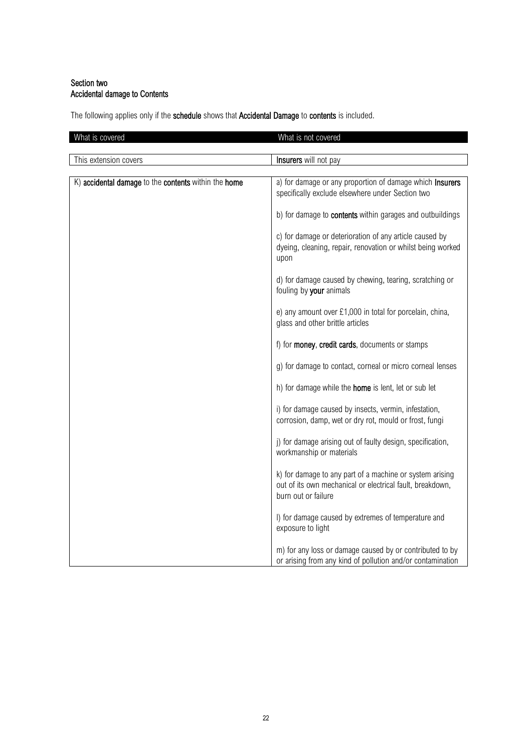**Section two**
**Accidental damage to Contents**

The following applies only if the **schedule** shows that **Accidental Damage** to **contents** is included.

| What is covered | What is not covered |
|---|---|
| This extension covers | **Insurers** will not pay |
| K) **accidental damage** to the **contents** within the **home** | a) for damage or any proportion of damage which **Insurers** specifically exclude elsewhere under Section two<br><br>b) for damage to **contents** within garages and outbuildings<br><br>c) for damage or deterioration of any article caused by dyeing, cleaning, repair, renovation or whilst being worked upon<br><br>d) for damage caused by chewing, tearing, scratching or fouling by **your** animals<br><br>e) any amount over £1,000 in total for porcelain, china, glass and other brittle articles<br><br>f) for **money**, **credit cards**, documents or stamps<br><br>g) for damage to contact, corneal or micro corneal lenses<br><br>h) for damage while the **home** is lent, let or sub let<br><br>i) for damage caused by insects, vermin, infestation, corrosion, damp, wet or dry rot, mould or frost, fungi<br><br>j) for damage arising out of faulty design, specification, workmanship or materials<br><br>k) for damage to any part of a machine or system arising out of its own mechanical or electrical fault, breakdown, burn out or failure<br><br>l) for damage caused by extremes of temperature and exposure to light<br><br>m) for any loss or damage caused by or contributed to by or arising from any kind of pollution and/or contamination |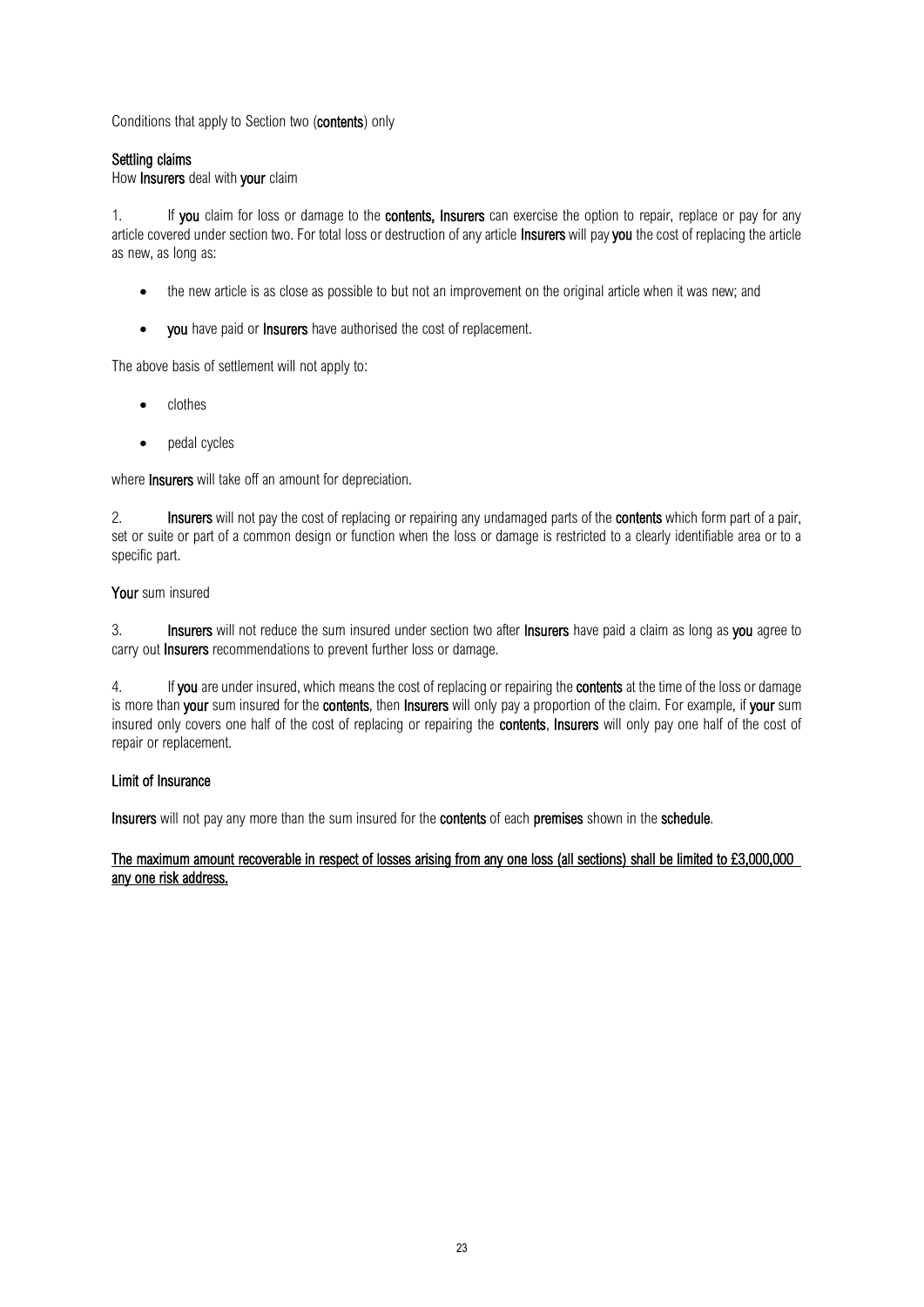Conditions that apply to Section two (**contents**) only

### Settling claims

How **Insurers** deal with **your** claim

1. If **you** claim for loss or damage to the **contents, Insurers** can exercise the option to repair, replace or pay for any article covered under section two. For total loss or destruction of any article **Insurers** will pay **you** the cost of replacing the article as new, as long as:

- the new article is as close as possible to but not an improvement on the original article when it was new; and
- **you** have paid or **Insurers** have authorised the cost of replacement.

The above basis of settlement will not apply to:

- clothes
- pedal cycles

where **Insurers** will take off an amount for depreciation.

2. **Insurers** will not pay the cost of replacing or repairing any undamaged parts of the **contents** which form part of a pair, set or suite or part of a common design or function when the loss or damage is restricted to a clearly identifiable area or to a specific part.

**Your** sum insured

3. **Insurers** will not reduce the sum insured under section two after **Insurers** have paid a claim as long as **you** agree to carry out **Insurers** recommendations to prevent further loss or damage.

4. If **you** are under insured, which means the cost of replacing or repairing the **contents** at the time of the loss or damage is more than **your** sum insured for the **contents**, then **Insurers** will only pay a proportion of the claim. For example, if **your** sum insured only covers one half of the cost of replacing or repairing the **contents**, **Insurers** will only pay one half of the cost of repair or replacement.

### Limit of Insurance

**Insurers** will not pay any more than the sum insured for the **contents** of each **premises** shown in the **schedule**.

**The maximum amount recoverable in respect of losses arising from any one loss (all sections) shall be limited to £3,000,000 any one risk address.**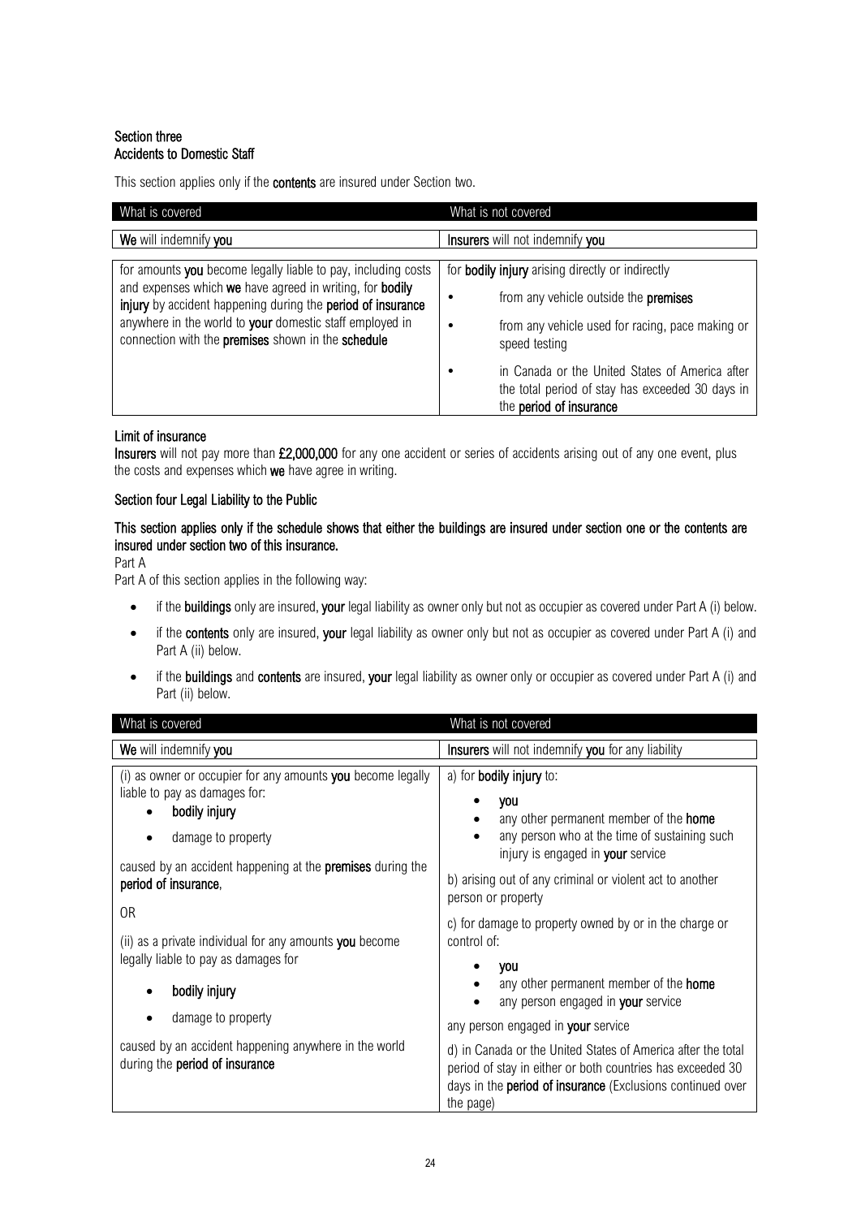## Section three
## Accidents to Domestic Staff

This section applies only if the **contents** are insured under Section two.

| What is covered | What is not covered |
|---|---|
| **We** will indemnify **you** | **Insurers** will not indemnify **you** |
| for amounts **you** become legally liable to pay, including costs and expenses which **we** have agreed in writing, for **bodily injury** by accident happening during the **period of insurance** anywhere in the world to **your** domestic staff employed in connection with the **premises** shown in the **schedule** | for **bodily injury** arising directly or indirectly<br>• from any vehicle outside the **premises**<br>• from any vehicle used for racing, pace making or speed testing<br>• in Canada or the United States of America after the total period of stay has exceeded 30 days in the **period of insurance** |

### Limit of insurance

**Insurers** will not pay more than **£2,000,000** for any one accident or series of accidents arising out of any one event, plus the costs and expenses which **we** have agree in writing.

## Section four Legal Liability to the Public

**This section applies only if the schedule shows that either the buildings are insured under section one or the contents are insured under section two of this insurance.**

Part A

Part A of this section applies in the following way:

- if the **buildings** only are insured, **your** legal liability as owner only but not as occupier as covered under Part A (i) below.
- if the **contents** only are insured, **your** legal liability as owner only but not as occupier as covered under Part A (i) and Part A (ii) below.
- if the **buildings** and **contents** are insured, **your** legal liability as owner only or occupier as covered under Part A (i) and Part (ii) below.

| What is covered | What is not covered |
|---|---|
| **We** will indemnify **you** | **Insurers** will not indemnify **you** for any liability |
| (i) as owner or occupier for any amounts **you** become legally liable to pay as damages for:<br>• **bodily injury**<br>• damage to property<br><br>caused by an accident happening at the **premises** during the **period of insurance**,<br><br>OR<br><br>(ii) as a private individual for any amounts **you** become legally liable to pay as damages for<br>• **bodily injury**<br>• damage to property<br><br>caused by an accident happening anywhere in the world during the **period of insurance** | a) for **bodily injury** to:<br>• **you**<br>• any other permanent member of the **home**<br>• any person who at the time of sustaining such injury is engaged in **your** service<br><br>b) arising out of any criminal or violent act to another person or property<br><br>c) for damage to property owned by or in the charge or control of:<br>• **you**<br>• any other permanent member of the **home**<br>• any person engaged in **your** service<br><br>any person engaged in **your** service<br><br>d) in Canada or the United States of America after the total period of stay in either or both countries has exceeded 30 days in the **period of insurance** (Exclusions continued over the page) |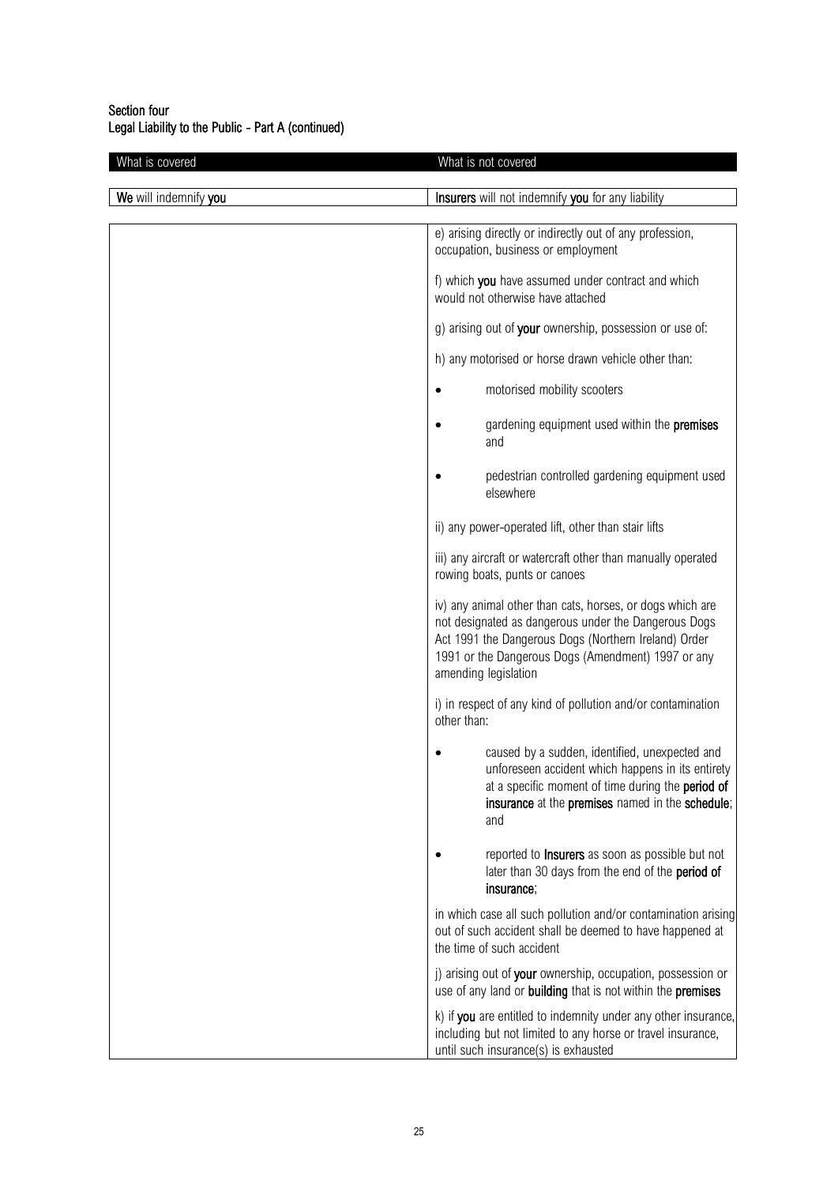**Section four**
**Legal Liability to the Public - Part A (continued)**

| What is covered | What is not covered |
|---|---|
| **We** will indemnify **you** | **Insurers** will not indemnify **you** for any liability |
| | e) arising directly or indirectly out of any profession, occupation, business or employment<br><br>f) which **you** have assumed under contract and which would not otherwise have attached<br><br>g) arising out of **your** ownership, possession or use of:<br><br>h) any motorised or horse drawn vehicle other than:<br><br>• motorised mobility scooters<br><br>• gardening equipment used within the **premises** and<br><br>• pedestrian controlled gardening equipment used elsewhere<br><br>ii) any power-operated lift, other than stair lifts<br><br>iii) any aircraft or watercraft other than manually operated rowing boats, punts or canoes<br><br>iv) any animal other than cats, horses, or dogs which are not designated as dangerous under the Dangerous Dogs Act 1991 the Dangerous Dogs (Northern Ireland) Order 1991 or the Dangerous Dogs (Amendment) 1997 or any amending legislation<br><br>i) in respect of any kind of pollution and/or contamination other than:<br><br>• caused by a sudden, identified, unexpected and unforeseen accident which happens in its entirety at a specific moment of time during the **period of insurance** at the **premises** named in the **schedule**; and<br><br>• reported to **Insurers** as soon as possible but not later than 30 days from the end of the **period of insurance**;<br><br>in which case all such pollution and/or contamination arising out of such accident shall be deemed to have happened at the time of such accident<br><br>j) arising out of **your** ownership, occupation, possession or use of any land or **building** that is not within the **premises**<br><br>k) if **you** are entitled to indemnity under any other insurance, including but not limited to any horse or travel insurance, until such insurance(s) is exhausted |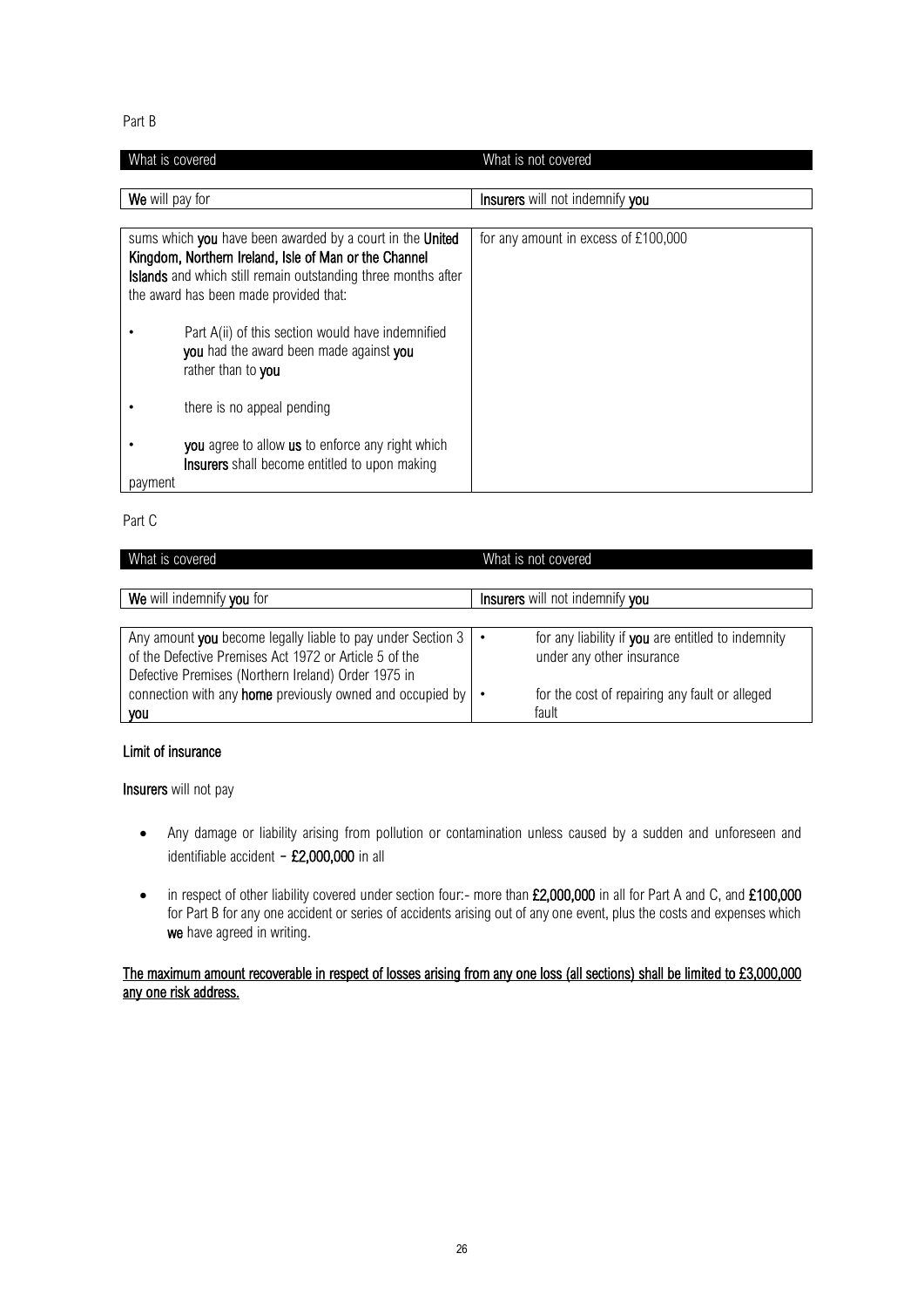Part B

| What is covered | What is not covered |
|---|---|
| **We** will pay for | **Insurers** will not indemnify **you** |
| sums which **you** have been awarded by a court in the **United Kingdom, Northern Ireland, Isle of Man or the Channel Islands** and which still remain outstanding three months after the award has been made provided that:<br><br>• Part A(ii) of this section would have indemnified **you** had the award been made against **you** rather than to **you**<br><br>• there is no appeal pending<br><br>• **you** agree to allow **us** to enforce any right which **Insurers** shall become entitled to upon making payment | for any amount in excess of £100,000 |

Part C

| What is covered | What is not covered |
|---|---|
| **We** will indemnify **you** for | **Insurers** will not indemnify **you** |
| Any amount **you** become legally liable to pay under Section 3 of the Defective Premises Act 1972 or Article 5 of the Defective Premises (Northern Ireland) Order 1975 in connection with any **home** previously owned and occupied by **you** | • for any liability if **you** are entitled to indemnity under any other insurance<br><br>• for the cost of repairing any fault or alleged fault |

**Limit of insurance**

**Insurers** will not pay

- Any damage or liability arising from pollution or contamination unless caused by a sudden and unforeseen and identifiable accident – **£2,000,000** in all
- in respect of other liability covered under section four:- more than **£2,000,000** in all for Part A and C, and **£100,000** for Part B for any one accident or series of accidents arising out of any one event, plus the costs and expenses which **we** have agreed in writing.

**The maximum amount recoverable in respect of losses arising from any one loss (all sections) shall be limited to £3,000,000 any one risk address.**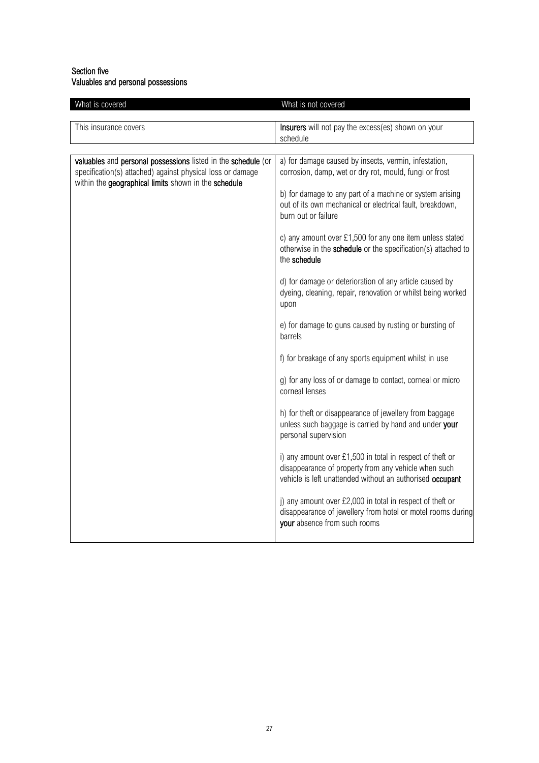**Section five**
**Valuables and personal possessions**

| What is covered | What is not covered |
|---|---|
| This insurance covers | **Insurers** will not pay the excess(es) shown on your schedule |
| **valuables** and **personal possessions** listed in the **schedule** (or specification(s) attached) against physical loss or damage within the **geographical limits** shown in the **schedule** | a) for damage caused by insects, vermin, infestation, corrosion, damp, wet or dry rot, mould, fungi or frost<br><br>b) for damage to any part of a machine or system arising out of its own mechanical or electrical fault, breakdown, burn out or failure<br><br>c) any amount over £1,500 for any one item unless stated otherwise in the **schedule** or the specification(s) attached to the **schedule**<br><br>d) for damage or deterioration of any article caused by dyeing, cleaning, repair, renovation or whilst being worked upon<br><br>e) for damage to guns caused by rusting or bursting of barrels<br><br>f) for breakage of any sports equipment whilst in use<br><br>g) for any loss of or damage to contact, corneal or micro corneal lenses<br><br>h) for theft or disappearance of jewellery from baggage unless such baggage is carried by hand and under **your** personal supervision<br><br>i) any amount over £1,500 in total in respect of theft or disappearance of property from any vehicle when such vehicle is left unattended without an authorised **occupant**<br><br>j) any amount over £2,000 in total in respect of theft or disappearance of jewellery from hotel or motel rooms during **your** absence from such rooms |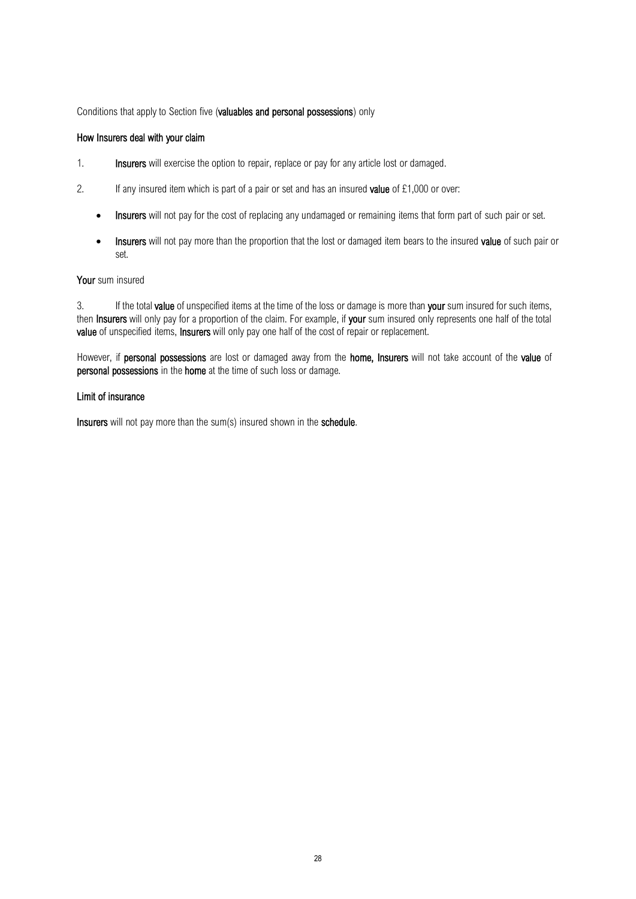Conditions that apply to Section five (**valuables and personal possessions**) only

### How Insurers deal with your claim

1. **Insurers** will exercise the option to repair, replace or pay for any article lost or damaged.

2. If any insured item which is part of a pair or set and has an insured **value** of £1,000 or over:

   - **Insurers** will not pay for the cost of replacing any undamaged or remaining items that form part of such pair or set.
   - **Insurers** will not pay more than the proportion that the lost or damaged item bears to the insured **value** of such pair or set.

### Your sum insured

3. If the total **value** of unspecified items at the time of the loss or damage is more than **your** sum insured for such items, then **Insurers** will only pay for a proportion of the claim. For example, if **your** sum insured only represents one half of the total **value** of unspecified items, **Insurers** will only pay one half of the cost of repair or replacement.

However, if **personal possessions** are lost or damaged away from the **home, Insurers** will not take account of the **value** of **personal possessions** in the **home** at the time of such loss or damage.

### Limit of insurance

**Insurers** will not pay more than the sum(s) insured shown in the **schedule**.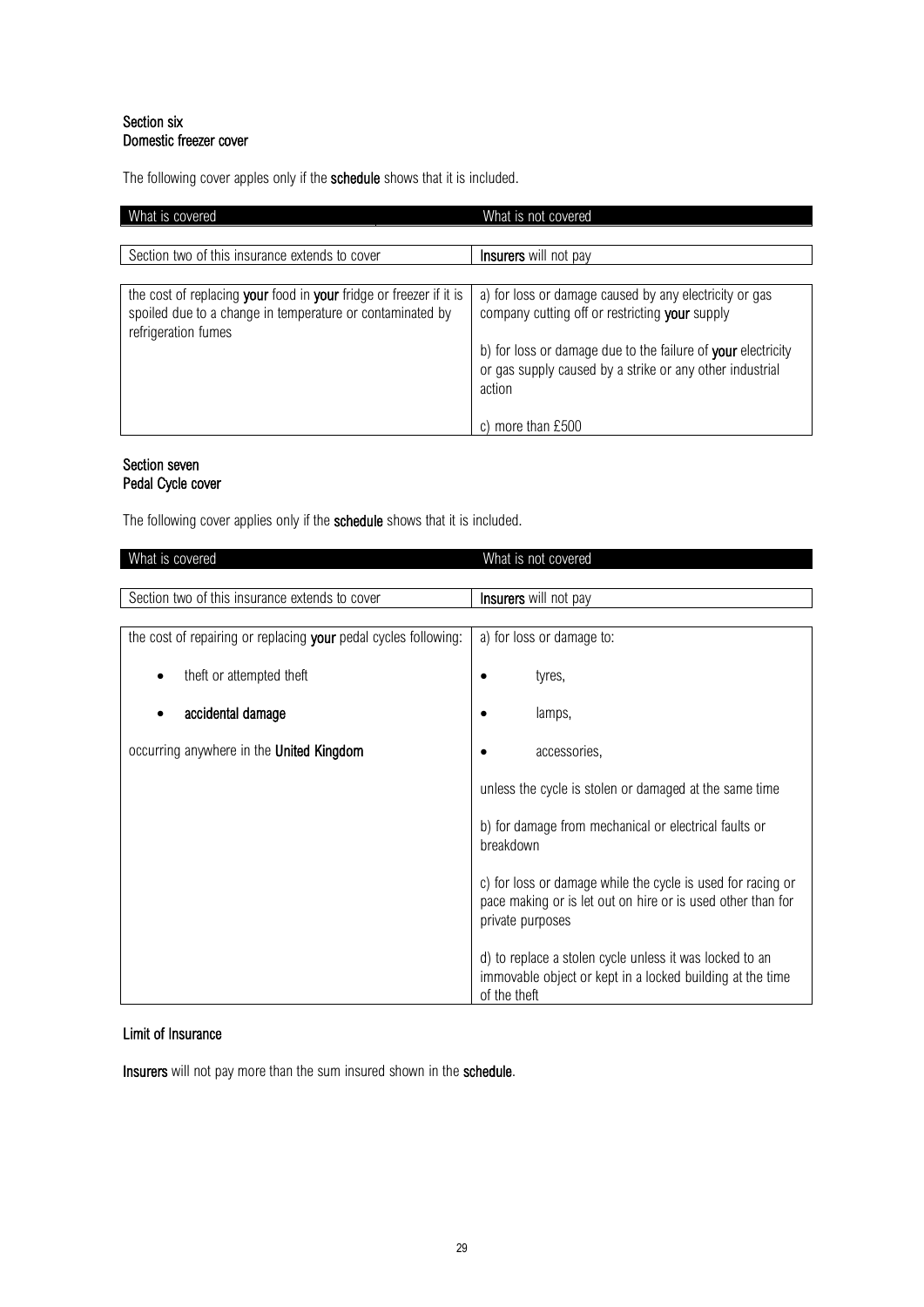**Section six**
**Domestic freezer cover**

The following cover apples only if the **schedule** shows that it is included.

| What is covered | What is not covered |
|---|---|
| Section two of this insurance extends to cover | **Insurers** will not pay |
| the cost of replacing **your** food in **your** fridge or freezer if it is spoiled due to a change in temperature or contaminated by refrigeration fumes | a) for loss or damage caused by any electricity or gas company cutting off or restricting **your** supply<br><br>b) for loss or damage due to the failure of **your** electricity or gas supply caused by a strike or any other industrial action<br><br>c) more than £500 |

**Section seven**
**Pedal Cycle cover**

The following cover applies only if the **schedule** shows that it is included.

| What is covered | What is not covered |
|---|---|
| Section two of this insurance extends to cover | **Insurers** will not pay |
| the cost of repairing or replacing **your** pedal cycles following:<br><br>• theft or attempted theft<br><br>• **accidental damage**<br><br>occurring anywhere in the **United Kingdom** | a) for loss or damage to:<br><br>• tyres,<br><br>• lamps,<br><br>• accessories,<br><br>unless the cycle is stolen or damaged at the same time<br><br>b) for damage from mechanical or electrical faults or breakdown<br><br>c) for loss or damage while the cycle is used for racing or pace making or is let out on hire or is used other than for private purposes<br><br>d) to replace a stolen cycle unless it was locked to an immovable object or kept in a locked building at the time of the theft |

**Limit of Insurance**

**Insurers** will not pay more than the sum insured shown in the **schedule**.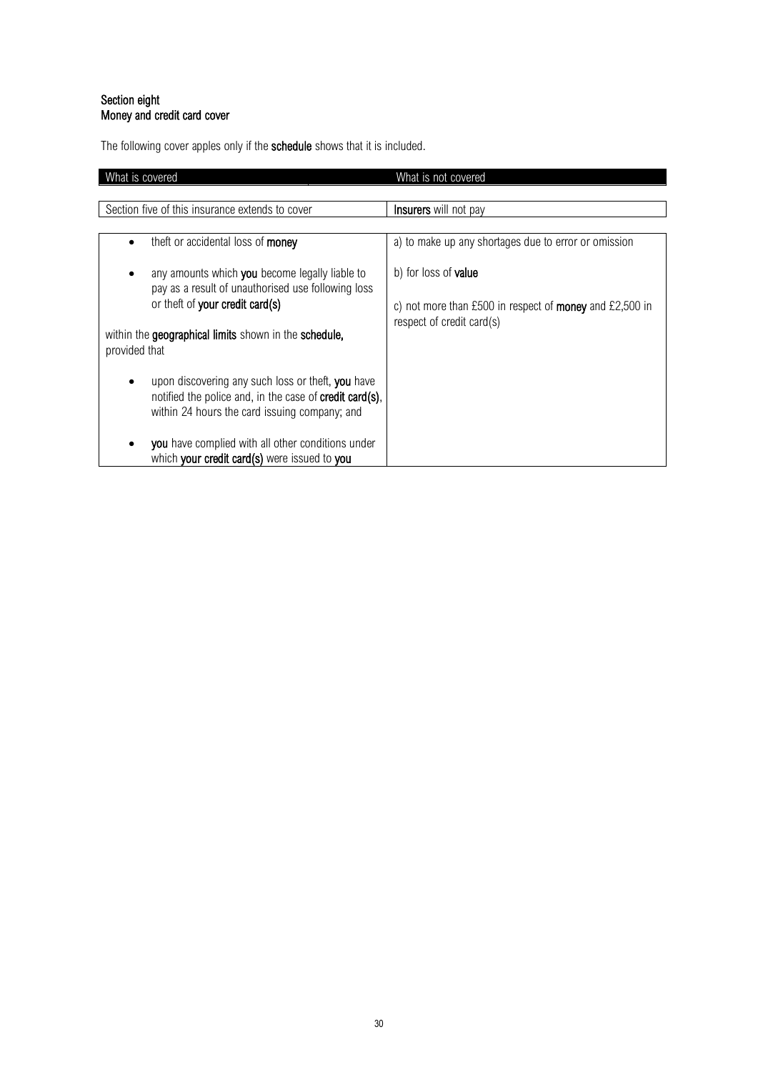## Section eight
## Money and credit card cover

The following cover apples only if the **schedule** shows that it is included.

| What is covered | What is not covered |
|---|---|
| Section five of this insurance extends to cover | **Insurers** will not pay |
| • theft or accidental loss of **money**<br><br>• any amounts which **you** become legally liable to pay as a result of unauthorised use following loss or theft of **your credit card(s)**<br><br>within the **geographical limits** shown in the **schedule,** provided that<br><br>• upon discovering any such loss or theft, **you** have notified the police and, in the case of **credit card(s)**, within 24 hours the card issuing company; and<br><br>• **you** have complied with all other conditions under which **your credit card(s)** were issued to **you** | a) to make up any shortages due to error or omission<br><br>b) for loss of **value**<br><br>c) not more than £500 in respect of **money** and £2,500 in respect of credit card(s) |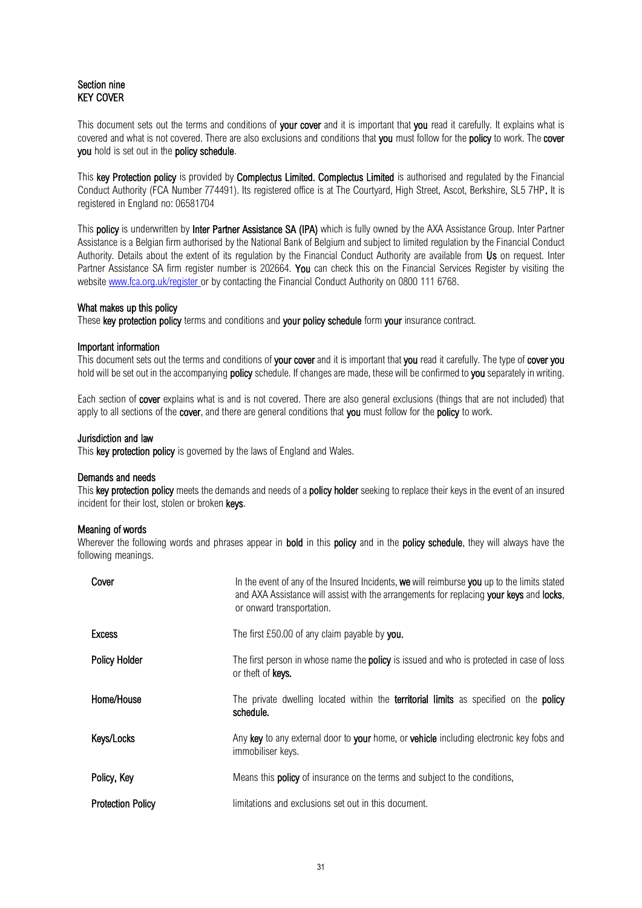## Section nine
## KEY COVER

This document sets out the terms and conditions of **your cover** and it is important that **you** read it carefully. It explains what is covered and what is not covered. There are also exclusions and conditions that **you** must follow for the **policy** to work. The **cover you** hold is set out in the **policy schedule**.

This **key Protection policy** is provided by **Complectus Limited. Complectus Limited** is authorised and regulated by the Financial Conduct Authority (FCA Number 774491). Its registered office is at The Courtyard, High Street, Ascot, Berkshire, SL5 7HP**.** It is registered in England no: 06581704

This **policy** is underwritten by **Inter Partner Assistance SA (IPA)** which is fully owned by the AXA Assistance Group. Inter Partner Assistance is a Belgian firm authorised by the National Bank of Belgium and subject to limited regulation by the Financial Conduct Authority. Details about the extent of its regulation by the Financial Conduct Authority are available from **Us** on request. Inter Partner Assistance SA firm register number is 202664. **You** can check this on the Financial Services Register by visiting the website www.fca.org.uk/register or by contacting the Financial Conduct Authority on 0800 111 6768.

### What makes up this policy

These **key protection policy** terms and conditions and **your policy schedule** form **your** insurance contract.

### Important information

This document sets out the terms and conditions of **your cover** and it is important that **you** read it carefully. The type of **cover you** hold will be set out in the accompanying **policy** schedule. If changes are made, these will be confirmed to **you** separately in writing.

Each section of **cover** explains what is and is not covered. There are also general exclusions (things that are not included) that apply to all sections of the **cover**, and there are general conditions that **you** must follow for the **policy** to work.

### Jurisdiction and law

This **key protection policy** is governed by the laws of England and Wales.

### Demands and needs

This **key protection policy** meets the demands and needs of a **policy holder** seeking to replace their keys in the event of an insured incident for their lost, stolen or broken **keys**.

### Meaning of words

Wherever the following words and phrases appear in **bold** in this **policy** and in the **policy schedule**, they will always have the following meanings.

| | |
|---|---|
| **Cover** | In the event of any of the Insured Incidents, **we** will reimburse **you** up to the limits stated and AXA Assistance will assist with the arrangements for replacing **your keys** and **locks**, or onward transportation. |
| **Excess** | The first £50.00 of any claim payable by **you.** |
| **Policy Holder** | The first person in whose name the **policy** is issued and who is protected in case of loss or theft of **keys.** |
| **Home/House** | The private dwelling located within the **territorial limits** as specified on the **policy schedule.** |
| **Keys/Locks** | Any **key** to any external door to **your** home, or **vehicle** including electronic key fobs and immobiliser keys. |
| **Policy, Key** | Means this **policy** of insurance on the terms and subject to the conditions, |
| **Protection Policy** | limitations and exclusions set out in this document. |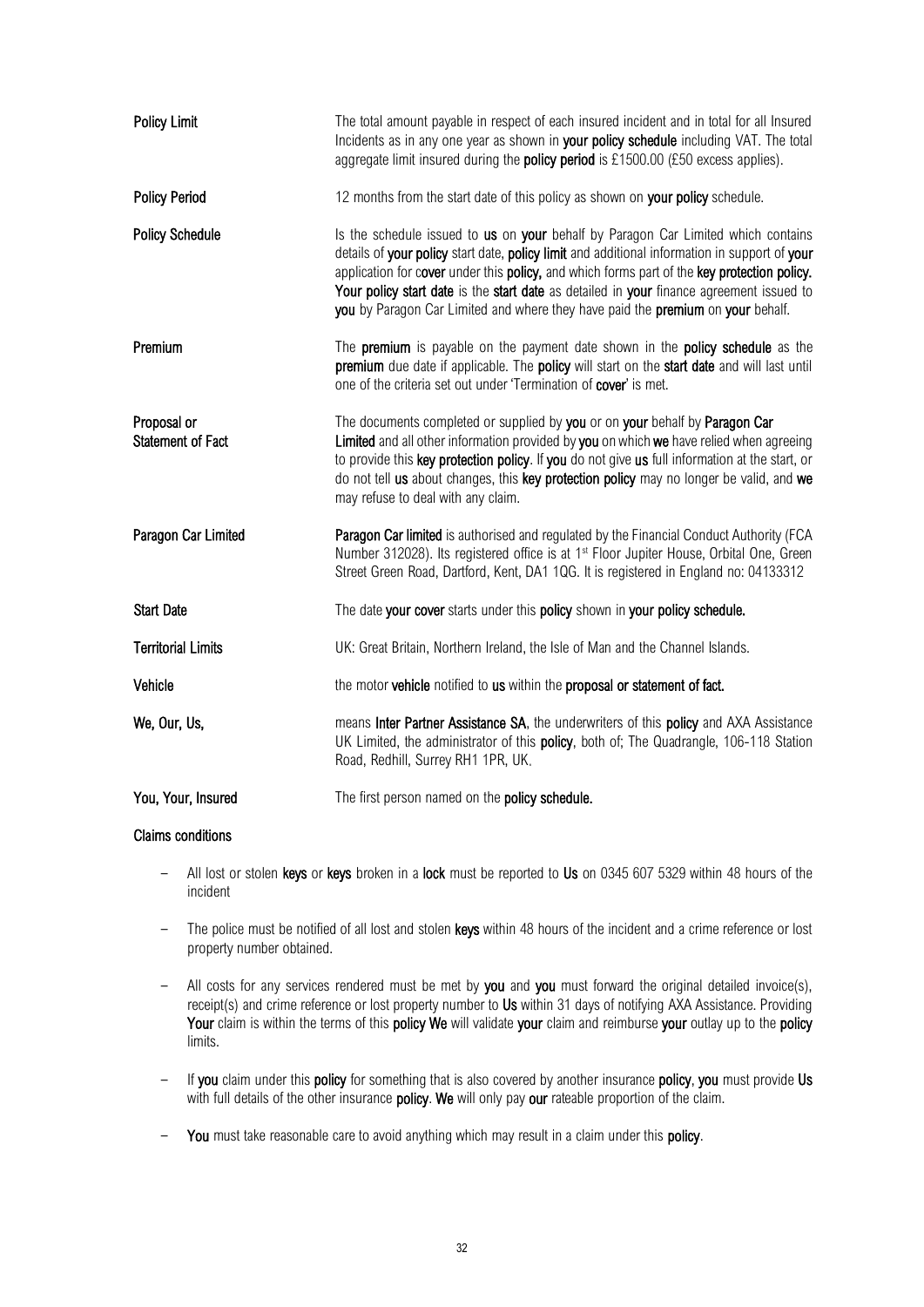| | |
|---|---|
| **Policy Limit** | The total amount payable in respect of each insured incident and in total for all Insured Incidents as in any one year as shown in **your policy schedule** including VAT. The total aggregate limit insured during the **policy period** is £1500.00 (£50 excess applies). |
| **Policy Period** | 12 months from the start date of this policy as shown on **your policy** schedule. |
| **Policy Schedule** | Is the schedule issued to **us** on **your** behalf by Paragon Car Limited which contains details of **your policy** start date, **policy limit** and additional information in support of **your** application for c**over** under this **policy,** and which forms part of the **key protection policy. Your policy start date** is the **start date** as detailed in **your** finance agreement issued to **you** by Paragon Car Limited and where they have paid the **premium** on **your** behalf. |
| **Premium** | The **premium** is payable on the payment date shown in the **policy schedule** as the **premium** due date if applicable. The **policy** will start on the **start date** and will last until one of the criteria set out under 'Termination of **cover**' is met. |
| **Proposal or Statement of Fact** | The documents completed or supplied by **you** or on **your** behalf by **Paragon Car Limited** and all other information provided by **you** on which **we** have relied when agreeing to provide this **key protection policy**. If **you** do not give **us** full information at the start, or do not tell **us** about changes, this **key protection policy** may no longer be valid, and **we** may refuse to deal with any claim. |
| **Paragon Car Limited** | **Paragon Car limited** is authorised and regulated by the Financial Conduct Authority (FCA Number 312028). Its registered office is at 1st Floor Jupiter House, Orbital One, Green Street Green Road, Dartford, Kent, DA1 1QG. It is registered in England no: 04133312 |
| **Start Date** | The date **your cover** starts under this **policy** shown in **your policy schedule.** |
| **Territorial Limits** | UK: Great Britain, Northern Ireland, the Isle of Man and the Channel Islands. |
| **Vehicle** | the motor **vehicle** notified to **us** within the **proposal or statement of fact.** |
| **We, Our, Us,** | means **Inter Partner Assistance SA**, the underwriters of this **policy** and AXA Assistance UK Limited, the administrator of this **policy**, both of; The Quadrangle, 106-118 Station Road, Redhill, Surrey RH1 1PR, UK. |
| **You, Your, Insured** | The first person named on the **policy schedule.** |

**Claims conditions**

- All lost or stolen **keys** or **keys** broken in a **lock** must be reported to **Us** on 0345 607 5329 within 48 hours of the incident
- The police must be notified of all lost and stolen **keys** within 48 hours of the incident and a crime reference or lost property number obtained.
- All costs for any services rendered must be met by **you** and **you** must forward the original detailed invoice(s), receipt(s) and crime reference or lost property number to **Us** within 31 days of notifying AXA Assistance. Providing **Your** claim is within the terms of this **policy We** will validate **your** claim and reimburse **your** outlay up to the **policy** limits.
- If **you** claim under this **policy** for something that is also covered by another insurance **policy**, **you** must provide **Us** with full details of the other insurance **policy**. **We** will only pay **our** rateable proportion of the claim.
- **You** must take reasonable care to avoid anything which may result in a claim under this **policy**.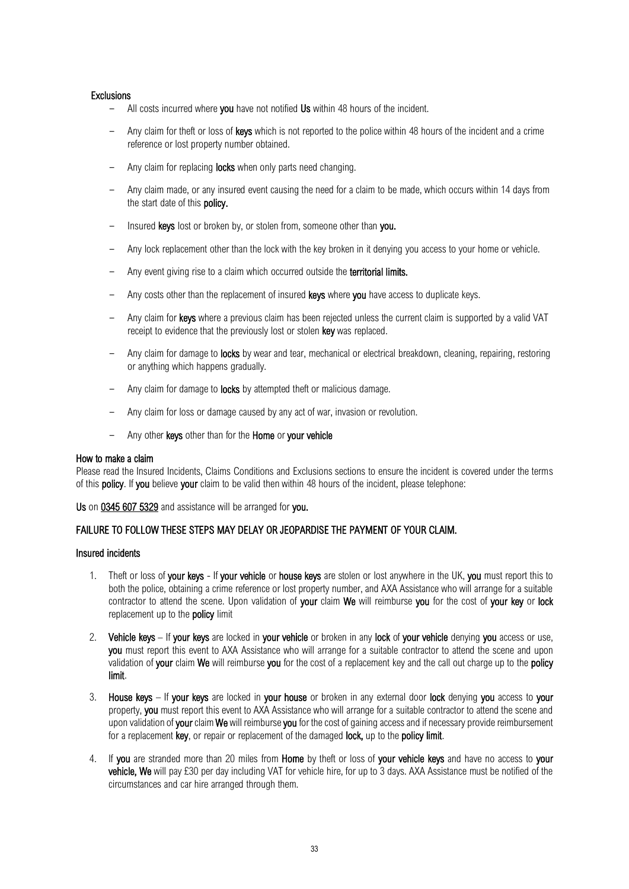### Exclusions

- All costs incurred where **you** have not notified **Us** within 48 hours of the incident.
- Any claim for theft or loss of **keys** which is not reported to the police within 48 hours of the incident and a crime reference or lost property number obtained.
- Any claim for replacing **locks** when only parts need changing.
- Any claim made, or any insured event causing the need for a claim to be made, which occurs within 14 days from the start date of this **policy.**
- Insured **keys** lost or broken by, or stolen from, someone other than **you.**
- Any lock replacement other than the lock with the key broken in it denying you access to your home or vehicle.
- Any event giving rise to a claim which occurred outside the **territorial limits.**
- Any costs other than the replacement of insured **keys** where **you** have access to duplicate keys.
- Any claim for **keys** where a previous claim has been rejected unless the current claim is supported by a valid VAT receipt to evidence that the previously lost or stolen **key** was replaced.
- Any claim for damage to **locks** by wear and tear, mechanical or electrical breakdown, cleaning, repairing, restoring or anything which happens gradually.
- Any claim for damage to **locks** by attempted theft or malicious damage.
- Any claim for loss or damage caused by any act of war, invasion or revolution.
- Any other **keys** other than for the **Home** or **your vehicle**

### How to make a claim

Please read the Insured Incidents, Claims Conditions and Exclusions sections to ensure the incident is covered under the terms of this **policy**. If **you** believe **your** claim to be valid then within 48 hours of the incident, please telephone:

**Us** on 0345 607 5329 and assistance will be arranged for **you.**

### FAILURE TO FOLLOW THESE STEPS MAY DELAY OR JEOPARDISE THE PAYMENT OF YOUR CLAIM.

### Insured incidents

1. Theft or loss of **your keys** - If **your vehicle** or **house keys** are stolen or lost anywhere in the UK, **you** must report this to both the police, obtaining a crime reference or lost property number, and AXA Assistance who will arrange for a suitable contractor to attend the scene. Upon validation of **your** claim **We** will reimburse **you** for the cost of **your key** or **lock** replacement up to the **policy** limit
2. **Vehicle keys** – If **your keys** are locked in **your vehicle** or broken in any **lock** of **your vehicle** denying **you** access or use, **you** must report this event to AXA Assistance who will arrange for a suitable contractor to attend the scene and upon validation of **your** claim **We** will reimburse **you** for the cost of a replacement key and the call out charge up to the **policy limit**.
3. **House keys** – If **your keys** are locked in **your house** or broken in any external door **lock** denying **you** access to **your** property, **you** must report this event to AXA Assistance who will arrange for a suitable contractor to attend the scene and upon validation of **your** claim **We** will reimburse **you** for the cost of gaining access and if necessary provide reimbursement for a replacement **key**, or repair or replacement of the damaged **lock,** up to the **policy limit**.
4. If **you** are stranded more than 20 miles from **Home** by theft or loss of **your vehicle keys** and have no access to **your vehicle, We** will pay £30 per day including VAT for vehicle hire, for up to 3 days. AXA Assistance must be notified of the circumstances and car hire arranged through them.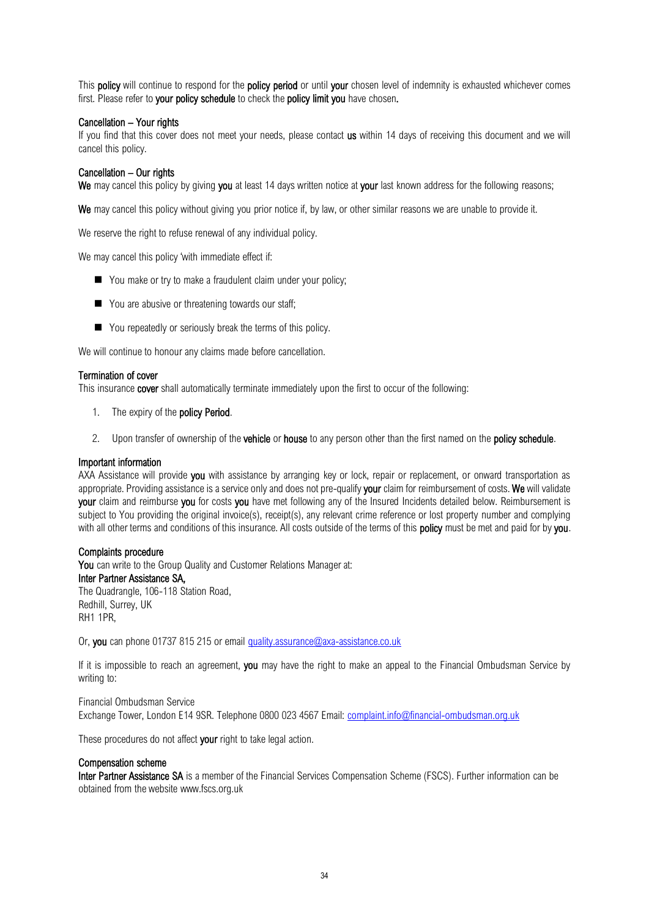This **policy** will continue to respond for the **policy period** or until **your** chosen level of indemnity is exhausted whichever comes first. Please refer to **your policy schedule** to check the **policy limit you** have chosen.

### Cancellation – Your rights

If you find that this cover does not meet your needs, please contact **us** within 14 days of receiving this document and we will cancel this policy.

### Cancellation – Our rights

**We** may cancel this policy by giving **you** at least 14 days written notice at **your** last known address for the following reasons;

**We** may cancel this policy without giving you prior notice if, by law, or other similar reasons we are unable to provide it.

We reserve the right to refuse renewal of any individual policy.

We may cancel this policy 'with immediate effect if:

- You make or try to make a fraudulent claim under your policy;
- You are abusive or threatening towards our staff;
- You repeatedly or seriously break the terms of this policy.

We will continue to honour any claims made before cancellation.

### Termination of cover

This insurance **cover** shall automatically terminate immediately upon the first to occur of the following:

1. The expiry of the **policy Period**.
2. Upon transfer of ownership of the **vehicle** or **house** to any person other than the first named on the **policy schedule**.

### Important information

AXA Assistance will provide **you** with assistance by arranging key or lock, repair or replacement, or onward transportation as appropriate. Providing assistance is a service only and does not pre-qualify **your** claim for reimbursement of costs. **We** will validate **your** claim and reimburse **you** for costs **you** have met following any of the Insured Incidents detailed below. Reimbursement is subject to You providing the original invoice(s), receipt(s), any relevant crime reference or lost property number and complying with all other terms and conditions of this insurance. All costs outside of the terms of this **policy** must be met and paid for by **you**.

### Complaints procedure

**You** can write to the Group Quality and Customer Relations Manager at:
**Inter Partner Assistance SA,**
The Quadrangle, 106-118 Station Road,
Redhill, Surrey, UK
RH1 1PR,

Or, **you** can phone 01737 815 215 or email quality.assurance@axa-assistance.co.uk

If it is impossible to reach an agreement, **you** may have the right to make an appeal to the Financial Ombudsman Service by writing to:

Financial Ombudsman Service
Exchange Tower, London E14 9SR. Telephone 0800 023 4567 Email: complaint.info@financial-ombudsman.org.uk

These procedures do not affect **your** right to take legal action.

### Compensation scheme

**Inter Partner Assistance SA** is a member of the Financial Services Compensation Scheme (FSCS). Further information can be obtained from the website www.fscs.org.uk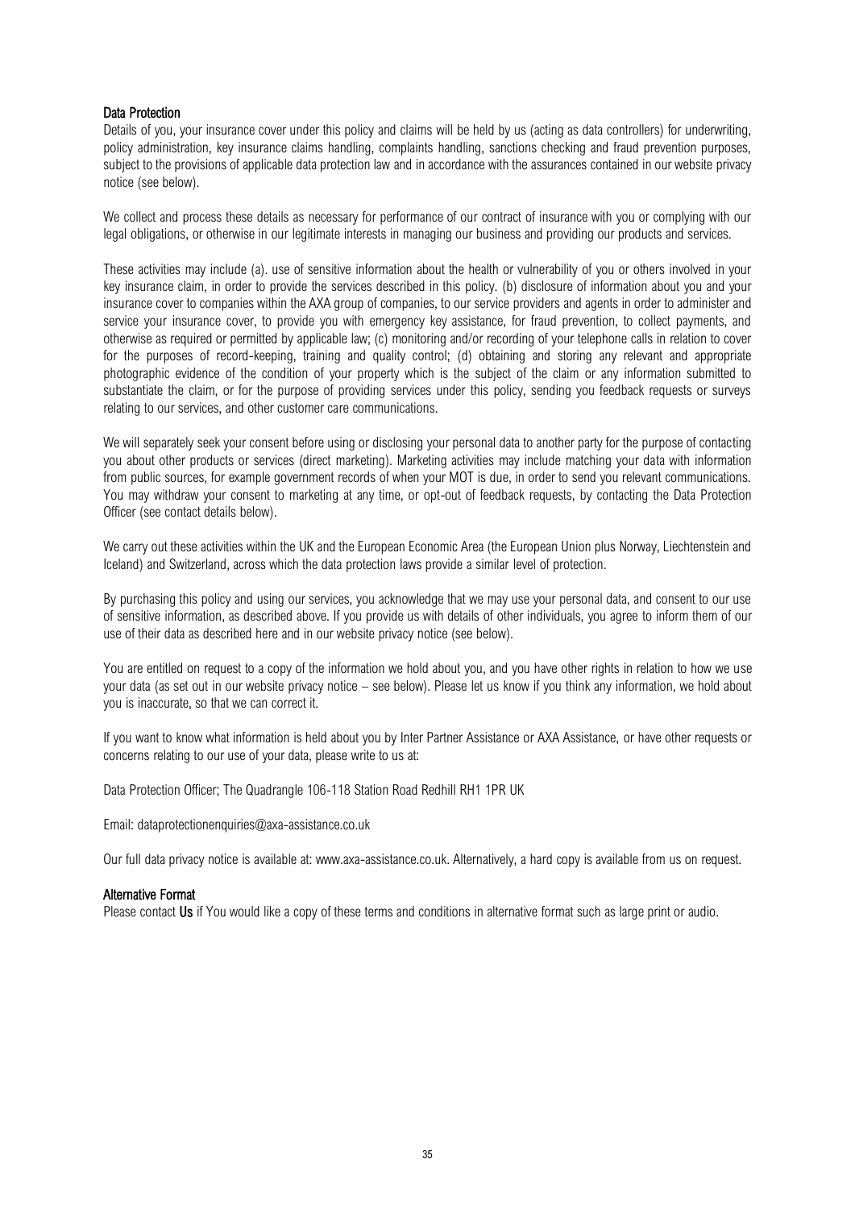## Data Protection

Details of you, your insurance cover under this policy and claims will be held by us (acting as data controllers) for underwriting, policy administration, key insurance claims handling, complaints handling, sanctions checking and fraud prevention purposes, subject to the provisions of applicable data protection law and in accordance with the assurances contained in our website privacy notice (see below).

We collect and process these details as necessary for performance of our contract of insurance with you or complying with our legal obligations, or otherwise in our legitimate interests in managing our business and providing our products and services.

These activities may include (a). use of sensitive information about the health or vulnerability of you or others involved in your key insurance claim, in order to provide the services described in this policy. (b) disclosure of information about you and your insurance cover to companies within the AXA group of companies, to our service providers and agents in order to administer and service your insurance cover, to provide you with emergency key assistance, for fraud prevention, to collect payments, and otherwise as required or permitted by applicable law; (c) monitoring and/or recording of your telephone calls in relation to cover for the purposes of record-keeping, training and quality control; (d) obtaining and storing any relevant and appropriate photographic evidence of the condition of your property which is the subject of the claim or any information submitted to substantiate the claim, or for the purpose of providing services under this policy, sending you feedback requests or surveys relating to our services, and other customer care communications.

We will separately seek your consent before using or disclosing your personal data to another party for the purpose of contacting you about other products or services (direct marketing). Marketing activities may include matching your data with information from public sources, for example government records of when your MOT is due, in order to send you relevant communications. You may withdraw your consent to marketing at any time, or opt-out of feedback requests, by contacting the Data Protection Officer (see contact details below).

We carry out these activities within the UK and the European Economic Area (the European Union plus Norway, Liechtenstein and Iceland) and Switzerland, across which the data protection laws provide a similar level of protection.

By purchasing this policy and using our services, you acknowledge that we may use your personal data, and consent to our use of sensitive information, as described above. If you provide us with details of other individuals, you agree to inform them of our use of their data as described here and in our website privacy notice (see below).

You are entitled on request to a copy of the information we hold about you, and you have other rights in relation to how we use your data (as set out in our website privacy notice – see below). Please let us know if you think any information, we hold about you is inaccurate, so that we can correct it.

If you want to know what information is held about you by Inter Partner Assistance or AXA Assistance, or have other requests or concerns relating to our use of your data, please write to us at:

Data Protection Officer; The Quadrangle 106-118 Station Road Redhill RH1 1PR UK

Email: dataprotectionenquiries@axa-assistance.co.uk

Our full data privacy notice is available at: www.axa-assistance.co.uk. Alternatively, a hard copy is available from us on request.

## Alternative Format

Please contact **Us** if You would like a copy of these terms and conditions in alternative format such as large print or audio.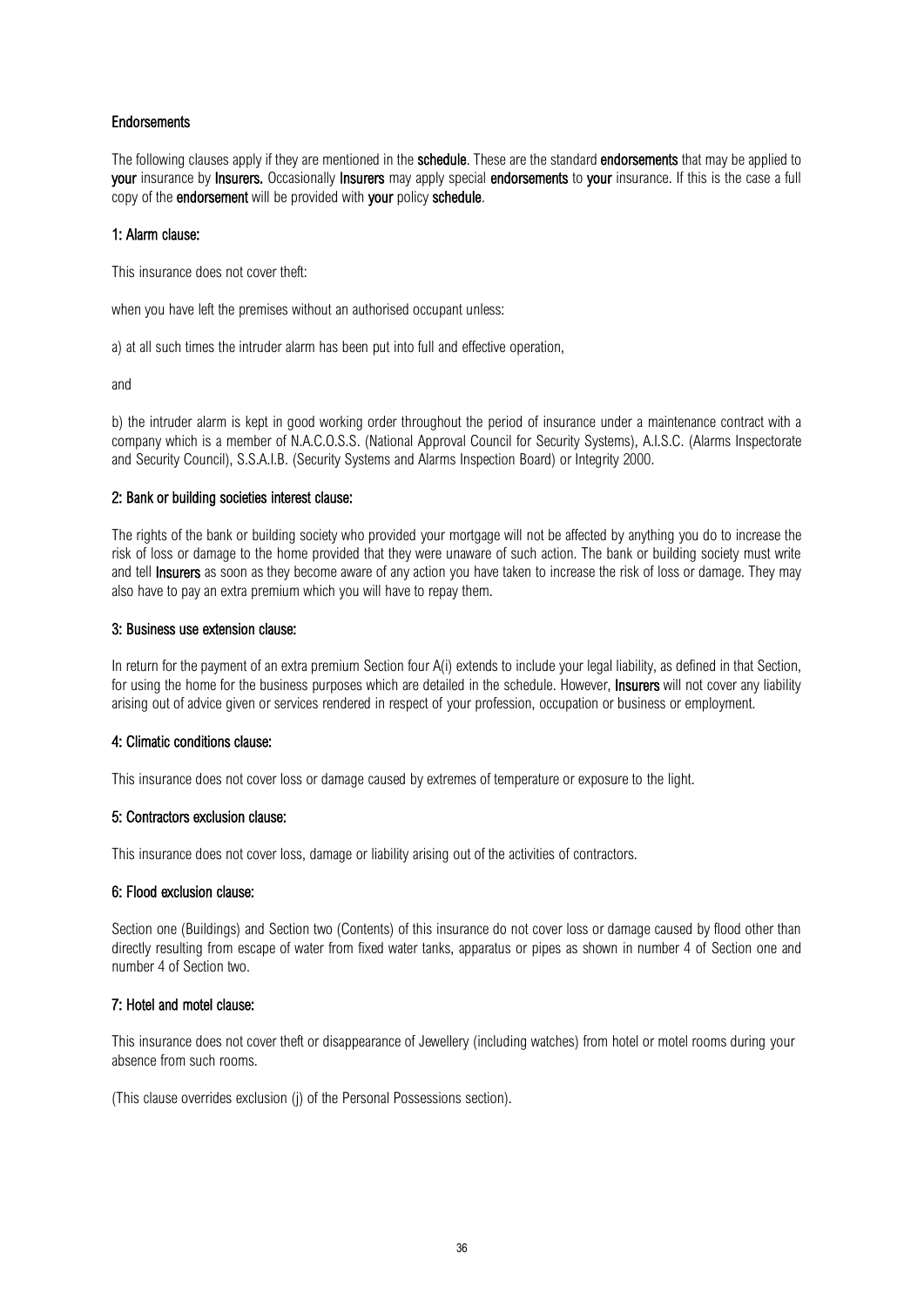## Endorsements

The following clauses apply if they are mentioned in the **schedule**. These are the standard **endorsements** that may be applied to **your** insurance by **Insurers.** Occasionally **Insurers** may apply special **endorsements** to **your** insurance. If this is the case a full copy of the **endorsement** will be provided with **your** policy **schedule**.

### 1: Alarm clause:

This insurance does not cover theft:

when you have left the premises without an authorised occupant unless:

a) at all such times the intruder alarm has been put into full and effective operation,

and

b) the intruder alarm is kept in good working order throughout the period of insurance under a maintenance contract with a company which is a member of N.A.C.O.S.S. (National Approval Council for Security Systems), A.I.S.C. (Alarms Inspectorate and Security Council), S.S.A.I.B. (Security Systems and Alarms Inspection Board) or Integrity 2000.

### 2: Bank or building societies interest clause:

The rights of the bank or building society who provided your mortgage will not be affected by anything you do to increase the risk of loss or damage to the home provided that they were unaware of such action. The bank or building society must write and tell **Insurers** as soon as they become aware of any action you have taken to increase the risk of loss or damage. They may also have to pay an extra premium which you will have to repay them.

### 3: Business use extension clause:

In return for the payment of an extra premium Section four A(i) extends to include your legal liability, as defined in that Section, for using the home for the business purposes which are detailed in the schedule. However, **Insurers** will not cover any liability arising out of advice given or services rendered in respect of your profession, occupation or business or employment.

### 4: Climatic conditions clause:

This insurance does not cover loss or damage caused by extremes of temperature or exposure to the light.

### 5: Contractors exclusion clause:

This insurance does not cover loss, damage or liability arising out of the activities of contractors.

### 6: Flood exclusion clause:

Section one (Buildings) and Section two (Contents) of this insurance do not cover loss or damage caused by flood other than directly resulting from escape of water from fixed water tanks, apparatus or pipes as shown in number 4 of Section one and number 4 of Section two.

### 7: Hotel and motel clause:

This insurance does not cover theft or disappearance of Jewellery (including watches) from hotel or motel rooms during your absence from such rooms.

(This clause overrides exclusion (j) of the Personal Possessions section).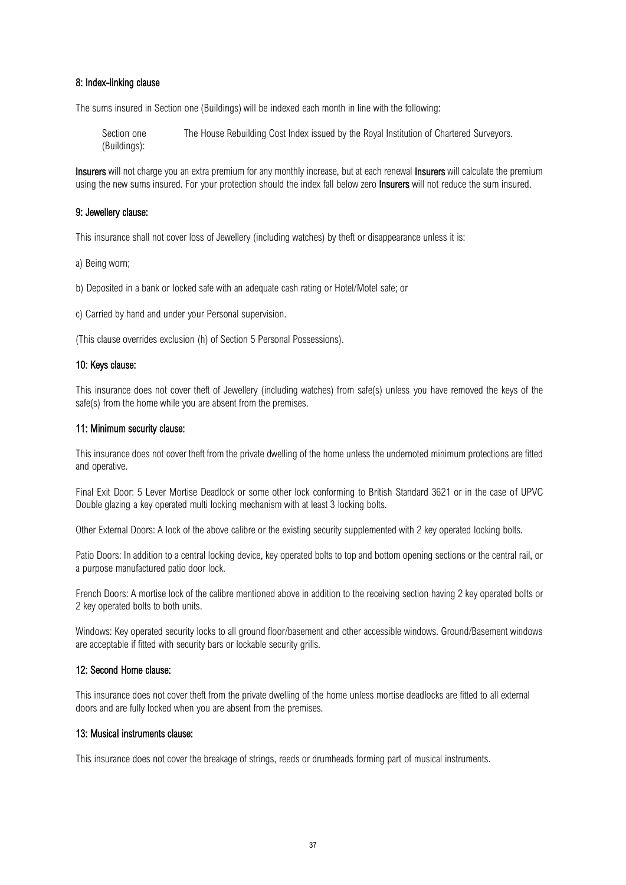#### 8: Index-linking clause

The sums insured in Section one (Buildings) will be indexed each month in line with the following:

| | |
|---|---|
| Section one (Buildings): | The House Rebuilding Cost Index issued by the Royal Institution of Chartered Surveyors. |

**Insurers** will not charge you an extra premium for any monthly increase, but at each renewal **Insurers** will calculate the premium using the new sums insured. For your protection should the index fall below zero **Insurers** will not reduce the sum insured.

#### 9: Jewellery clause:

This insurance shall not cover loss of Jewellery (including watches) by theft or disappearance unless it is:

a) Being worn;

b) Deposited in a bank or locked safe with an adequate cash rating or Hotel/Motel safe; or

c) Carried by hand and under your Personal supervision.

(This clause overrides exclusion (h) of Section 5 Personal Possessions).

#### 10: Keys clause:

This insurance does not cover theft of Jewellery (including watches) from safe(s) unless you have removed the keys of the safe(s) from the home while you are absent from the premises.

#### 11: Minimum security clause:

This insurance does not cover theft from the private dwelling of the home unless the undernoted minimum protections are fitted and operative.

Final Exit Door: 5 Lever Mortise Deadlock or some other lock conforming to British Standard 3621 or in the case of UPVC Double glazing a key operated multi locking mechanism with at least 3 locking bolts.

Other External Doors: A lock of the above calibre or the existing security supplemented with 2 key operated locking bolts.

Patio Doors: In addition to a central locking device, key operated bolts to top and bottom opening sections or the central rail, or a purpose manufactured patio door lock.

French Doors: A mortise lock of the calibre mentioned above in addition to the receiving section having 2 key operated bolts or 2 key operated bolts to both units.

Windows: Key operated security locks to all ground floor/basement and other accessible windows. Ground/Basement windows are acceptable if fitted with security bars or lockable security grills.

#### 12: Second Home clause:

This insurance does not cover theft from the private dwelling of the home unless mortise deadlocks are fitted to all external doors and are fully locked when you are absent from the premises.

#### 13: Musical instruments clause:

This insurance does not cover the breakage of strings, reeds or drumheads forming part of musical instruments.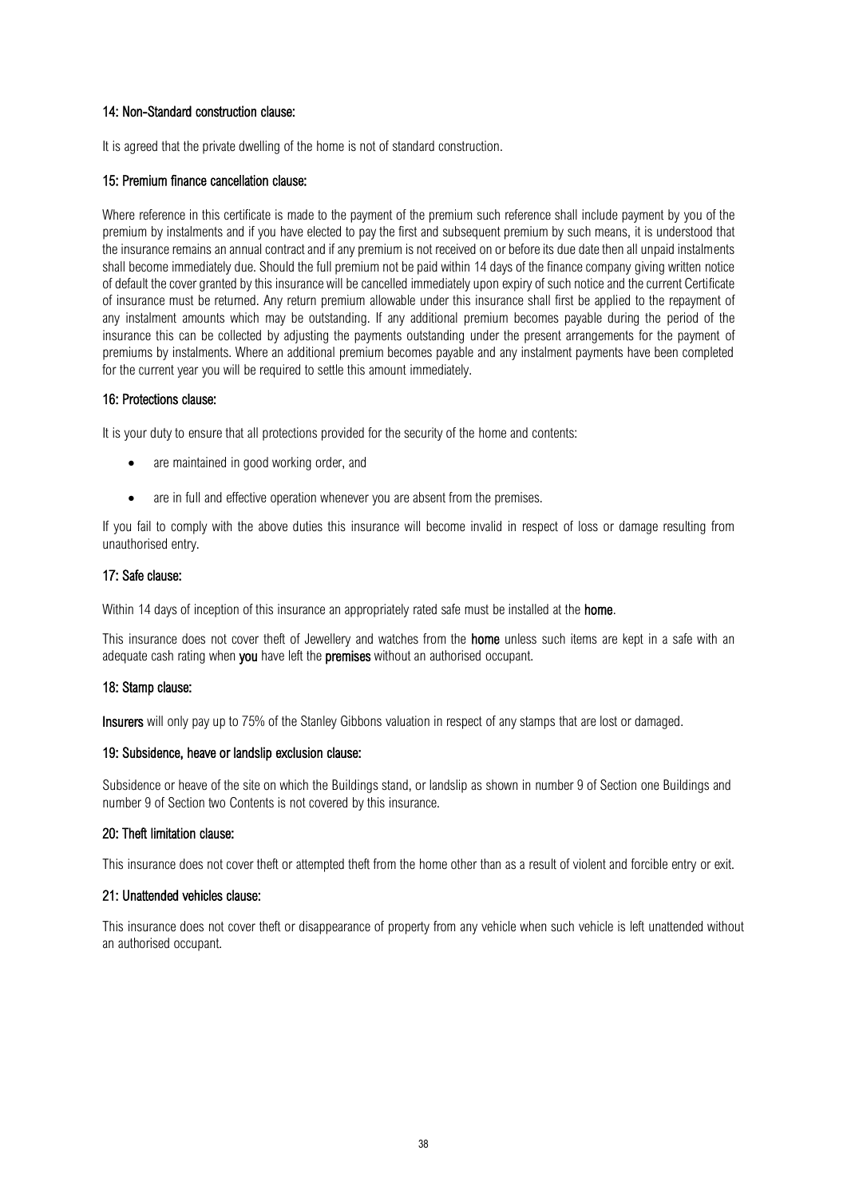### 14: Non-Standard construction clause:

It is agreed that the private dwelling of the home is not of standard construction.

### 15: Premium finance cancellation clause:

Where reference in this certificate is made to the payment of the premium such reference shall include payment by you of the premium by instalments and if you have elected to pay the first and subsequent premium by such means, it is understood that the insurance remains an annual contract and if any premium is not received on or before its due date then all unpaid instalments shall become immediately due. Should the full premium not be paid within 14 days of the finance company giving written notice of default the cover granted by this insurance will be cancelled immediately upon expiry of such notice and the current Certificate of insurance must be returned. Any return premium allowable under this insurance shall first be applied to the repayment of any instalment amounts which may be outstanding. If any additional premium becomes payable during the period of the insurance this can be collected by adjusting the payments outstanding under the present arrangements for the payment of premiums by instalments. Where an additional premium becomes payable and any instalment payments have been completed for the current year you will be required to settle this amount immediately.

### 16: Protections clause:

It is your duty to ensure that all protections provided for the security of the home and contents:

- are maintained in good working order, and
- are in full and effective operation whenever you are absent from the premises.

If you fail to comply with the above duties this insurance will become invalid in respect of loss or damage resulting from unauthorised entry.

### 17: Safe clause:

Within 14 days of inception of this insurance an appropriately rated safe must be installed at the **home**.

This insurance does not cover theft of Jewellery and watches from the **home** unless such items are kept in a safe with an adequate cash rating when **you** have left the **premises** without an authorised occupant.

### 18: Stamp clause:

**Insurers** will only pay up to 75% of the Stanley Gibbons valuation in respect of any stamps that are lost or damaged.

### 19: Subsidence, heave or landslip exclusion clause:

Subsidence or heave of the site on which the Buildings stand, or landslip as shown in number 9 of Section one Buildings and number 9 of Section two Contents is not covered by this insurance.

### 20: Theft limitation clause:

This insurance does not cover theft or attempted theft from the home other than as a result of violent and forcible entry or exit.

### 21: Unattended vehicles clause:

This insurance does not cover theft or disappearance of property from any vehicle when such vehicle is left unattended without an authorised occupant.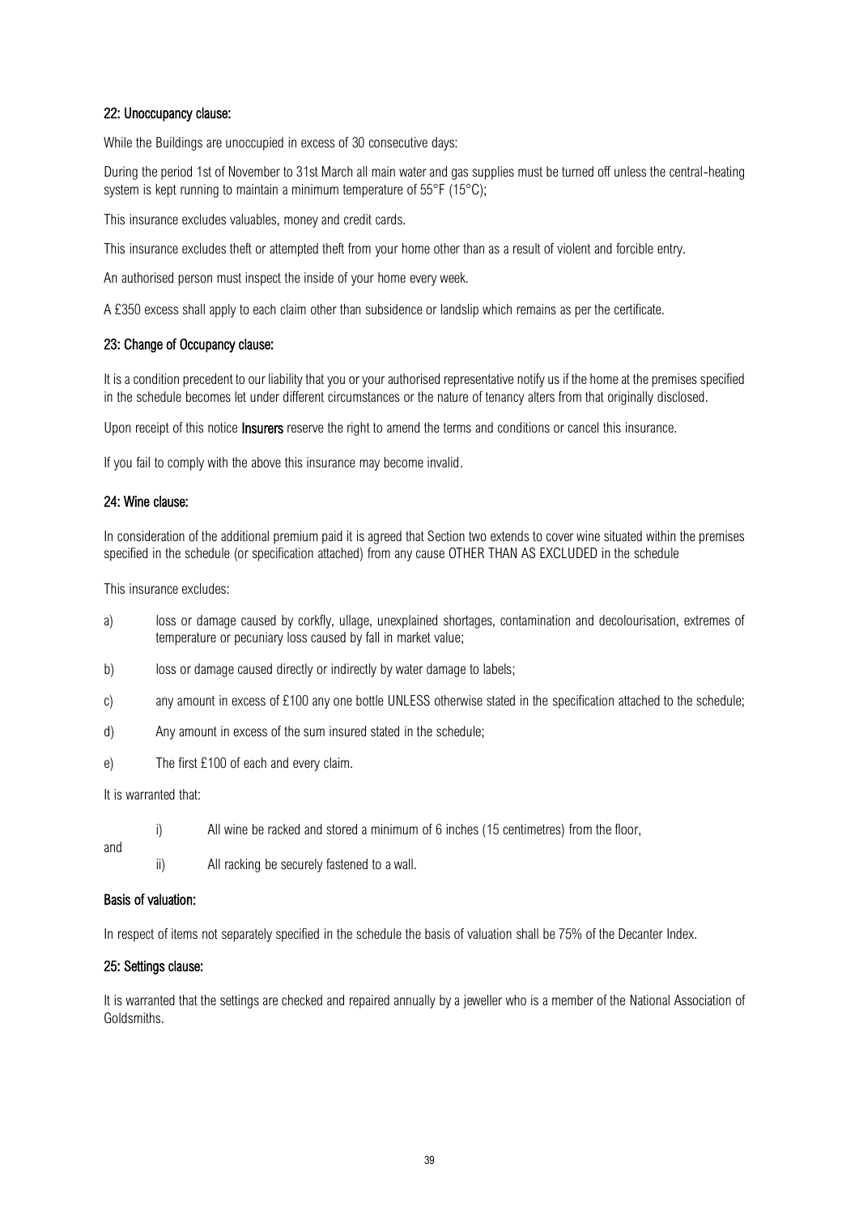### 22: Unoccupancy clause:

While the Buildings are unoccupied in excess of 30 consecutive days:

During the period 1st of November to 31st March all main water and gas supplies must be turned off unless the central-heating system is kept running to maintain a minimum temperature of 55°F (15°C);

This insurance excludes valuables, money and credit cards.

This insurance excludes theft or attempted theft from your home other than as a result of violent and forcible entry.

An authorised person must inspect the inside of your home every week.

A £350 excess shall apply to each claim other than subsidence or landslip which remains as per the certificate.

### 23: Change of Occupancy clause:

It is a condition precedent to our liability that you or your authorised representative notify us if the home at the premises specified in the schedule becomes let under different circumstances or the nature of tenancy alters from that originally disclosed.

Upon receipt of this notice **Insurers** reserve the right to amend the terms and conditions or cancel this insurance.

If you fail to comply with the above this insurance may become invalid.

### 24: Wine clause:

In consideration of the additional premium paid it is agreed that Section two extends to cover wine situated within the premises specified in the schedule (or specification attached) from any cause OTHER THAN AS EXCLUDED in the schedule

This insurance excludes:

a) loss or damage caused by corkfly, ullage, unexplained shortages, contamination and decolourisation, extremes of temperature or pecuniary loss caused by fall in market value;

b) loss or damage caused directly or indirectly by water damage to labels;

c) any amount in excess of £100 any one bottle UNLESS otherwise stated in the specification attached to the schedule;

d) Any amount in excess of the sum insured stated in the schedule;

e) The first £100 of each and every claim.

It is warranted that:

i) All wine be racked and stored a minimum of 6 inches (15 centimetres) from the floor,

and

ii) All racking be securely fastened to a wall.

### Basis of valuation:

In respect of items not separately specified in the schedule the basis of valuation shall be 75% of the Decanter Index.

### 25: Settings clause:

It is warranted that the settings are checked and repaired annually by a jeweller who is a member of the National Association of Goldsmiths.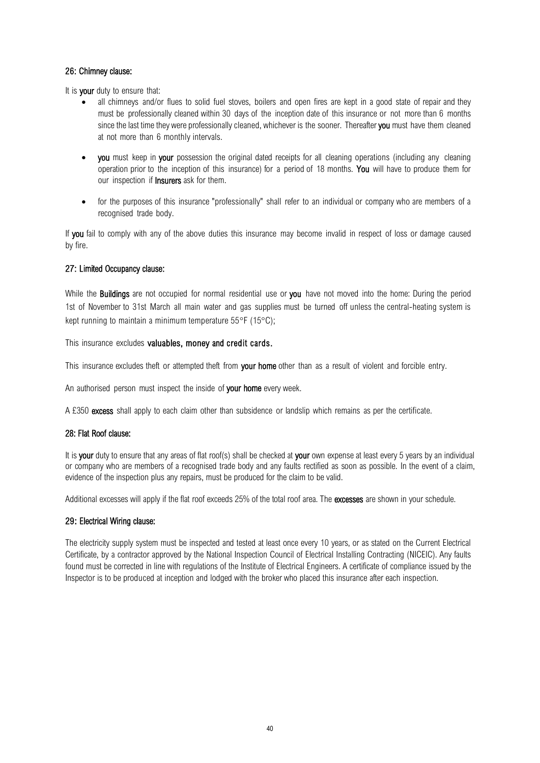### 26: Chimney clause:

It is **your** duty to ensure that:

- all chimneys and/or flues to solid fuel stoves, boilers and open fires are kept in a good state of repair and they must be professionally cleaned within 30 days of the inception date of this insurance or not more than 6 months since the last time they were professionally cleaned, whichever is the sooner. Thereafter **you** must have them cleaned at not more than 6 monthly intervals.
- **you** must keep in **your** possession the original dated receipts for all cleaning operations (including any cleaning operation prior to the inception of this insurance) for a period of 18 months. **You** will have to produce them for our inspection if **Insurers** ask for them.
- for the purposes of this insurance "professionally" shall refer to an individual or company who are members of a recognised trade body.

If **you** fail to comply with any of the above duties this insurance may become invalid in respect of loss or damage caused by fire.

### 27: Limited Occupancy clause:

While the **Buildings** are not occupied for normal residential use or **you** have not moved into the home: During the period 1st of November to 31st March all main water and gas supplies must be turned off unless the central-heating system is kept running to maintain a minimum temperature 55°F (15°C);

This insurance excludes **valuables, money and credit cards.**

This insurance excludes theft or attempted theft from **your home** other than as a result of violent and forcible entry.

An authorised person must inspect the inside of **your home** every week.

A £350 **excess** shall apply to each claim other than subsidence or landslip which remains as per the certificate.

### 28: Flat Roof clause:

It is **your** duty to ensure that any areas of flat roof(s) shall be checked at **your** own expense at least every 5 years by an individual or company who are members of a recognised trade body and any faults rectified as soon as possible. In the event of a claim, evidence of the inspection plus any repairs, must be produced for the claim to be valid.

Additional excesses will apply if the flat roof exceeds 25% of the total roof area. The **excesses** are shown in your schedule.

### 29: Electrical Wiring clause:

The electricity supply system must be inspected and tested at least once every 10 years, or as stated on the Current Electrical Certificate, by a contractor approved by the National Inspection Council of Electrical Installing Contracting (NICEIC). Any faults found must be corrected in line with regulations of the Institute of Electrical Engineers. A certificate of compliance issued by the Inspector is to be produced at inception and lodged with the broker who placed this insurance after each inspection.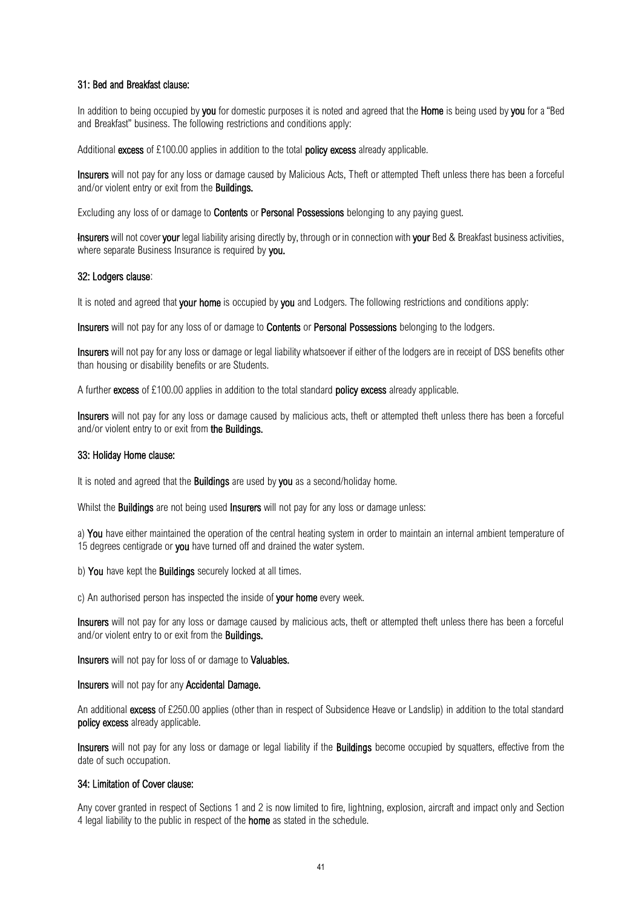### 31: Bed and Breakfast clause:

In addition to being occupied by **you** for domestic purposes it is noted and agreed that the **Home** is being used by **you** for a "Bed and Breakfast" business. The following restrictions and conditions apply:

Additional **excess** of £100.00 applies in addition to the total **policy excess** already applicable.

**Insurers** will not pay for any loss or damage caused by Malicious Acts, Theft or attempted Theft unless there has been a forceful and/or violent entry or exit from the **Buildings.**

Excluding any loss of or damage to **Contents** or **Personal Possessions** belonging to any paying guest.

**Insurers** will not cover **your** legal liability arising directly by, through or in connection with **your** Bed & Breakfast business activities, where separate Business Insurance is required by **you.**

### 32: Lodgers clause:

It is noted and agreed that **your home** is occupied by **you** and Lodgers. The following restrictions and conditions apply:

**Insurers** will not pay for any loss of or damage to **Contents** or **Personal Possessions** belonging to the lodgers.

**Insurers** will not pay for any loss or damage or legal liability whatsoever if either of the lodgers are in receipt of DSS benefits other than housing or disability benefits or are Students.

A further **excess** of £100.00 applies in addition to the total standard **policy excess** already applicable.

**Insurers** will not pay for any loss or damage caused by malicious acts, theft or attempted theft unless there has been a forceful and/or violent entry to or exit from **the Buildings.**

### 33: Holiday Home clause:

It is noted and agreed that the **Buildings** are used by **you** as a second/holiday home.

Whilst the **Buildings** are not being used **Insurers** will not pay for any loss or damage unless:

a) **You** have either maintained the operation of the central heating system in order to maintain an internal ambient temperature of 15 degrees centigrade or **you** have turned off and drained the water system.

b) **You** have kept the **Buildings** securely locked at all times.

c) An authorised person has inspected the inside of **your home** every week.

**Insurers** will not pay for any loss or damage caused by malicious acts, theft or attempted theft unless there has been a forceful and/or violent entry to or exit from the **Buildings.**

**Insurers** will not pay for loss of or damage to **Valuables.**

**Insurers** will not pay for any **Accidental Damage.**

An additional **excess** of £250.00 applies (other than in respect of Subsidence Heave or Landslip) in addition to the total standard **policy excess** already applicable.

**Insurers** will not pay for any loss or damage or legal liability if the **Buildings** become occupied by squatters, effective from the date of such occupation.

### 34: Limitation of Cover clause:

Any cover granted in respect of Sections 1 and 2 is now limited to fire, lightning, explosion, aircraft and impact only and Section 4 legal liability to the public in respect of the **home** as stated in the schedule.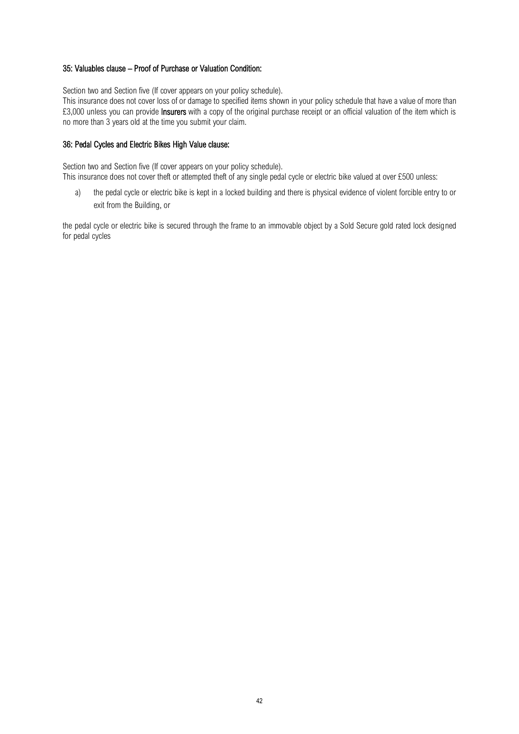### 35: Valuables clause – Proof of Purchase or Valuation Condition:

Section two and Section five (If cover appears on your policy schedule).
This insurance does not cover loss of or damage to specified items shown in your policy schedule that have a value of more than £3,000 unless you can provide **Insurers** with a copy of the original purchase receipt or an official valuation of the item which is no more than 3 years old at the time you submit your claim.

### 36: Pedal Cycles and Electric Bikes High Value clause:

Section two and Section five (If cover appears on your policy schedule).
This insurance does not cover theft or attempted theft of any single pedal cycle or electric bike valued at over £500 unless:

a) the pedal cycle or electric bike is kept in a locked building and there is physical evidence of violent forcible entry to or exit from the Building, or

the pedal cycle or electric bike is secured through the frame to an immovable object by a Sold Secure gold rated lock designed for pedal cycles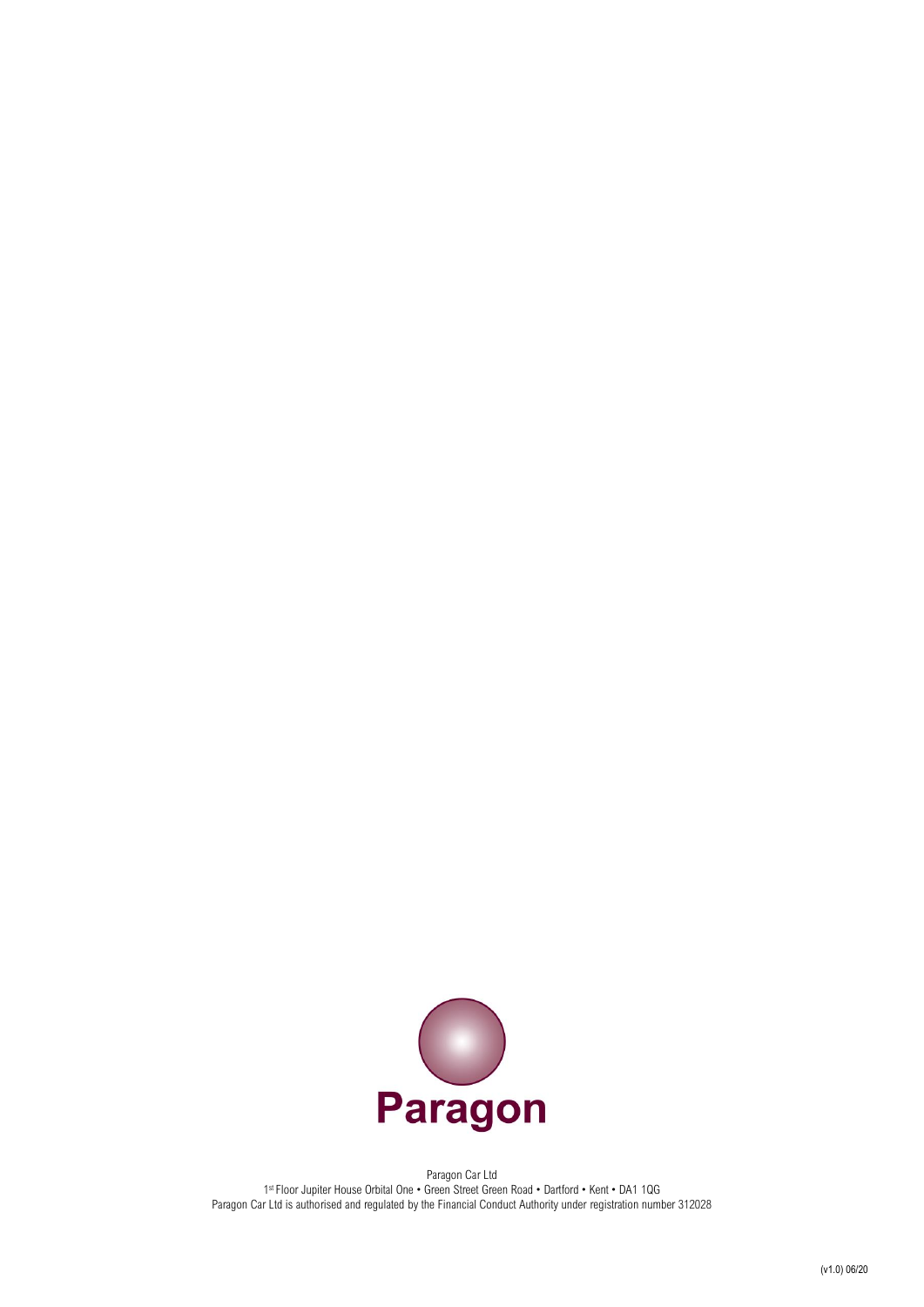Paragon

Paragon Car Ltd
1st Floor Jupiter House Orbital One • Green Street Green Road • Dartford • Kent • DA1 1QG
Paragon Car Ltd is authorised and regulated by the Financial Conduct Authority under registration number 312028

(v1.0) 06/20